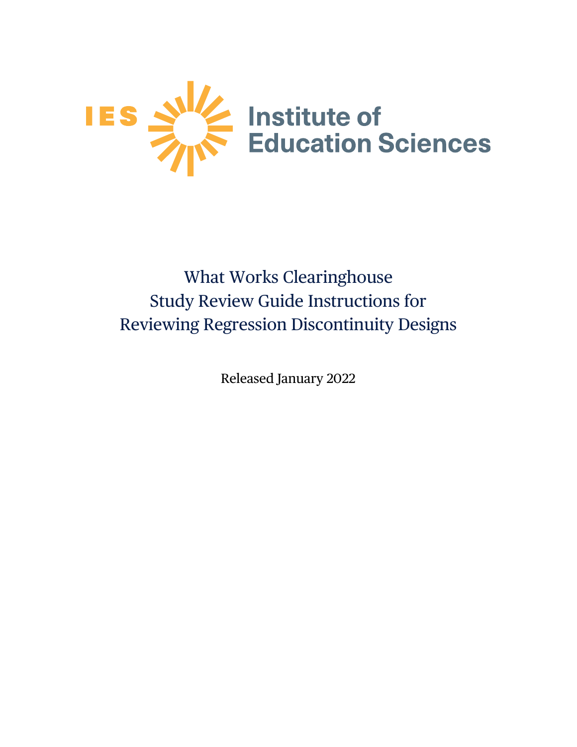IES Institute of Education Sciences

# What Works Clearinghouse Study Review Guide Instructions for Reviewing Regression Discontinuity Designs

Released January 2022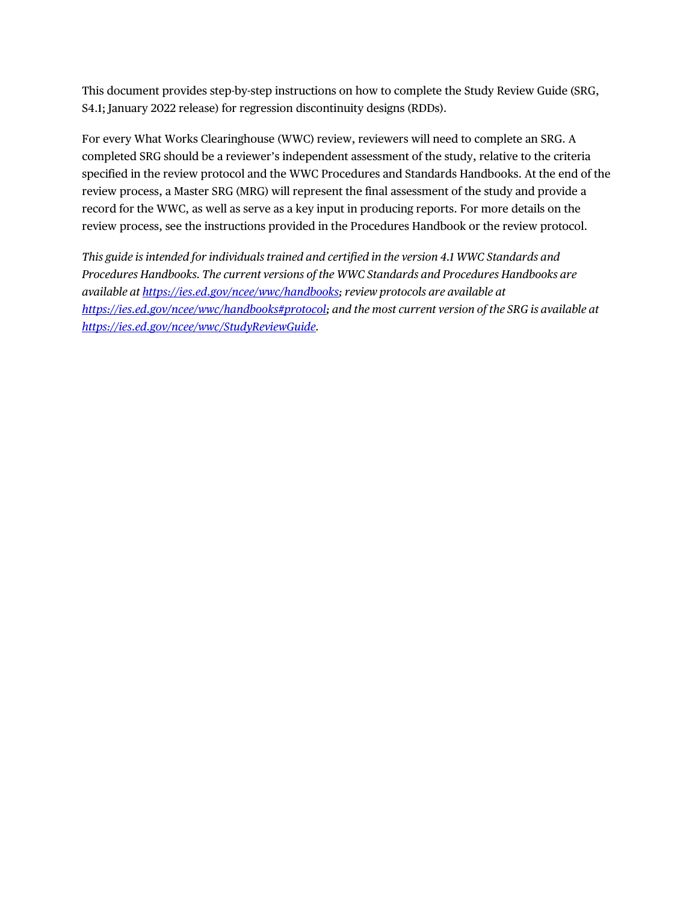This document provides step-by-step instructions on how to complete the Study Review Guide (SRG, S4.1; January 2022 release) for regression discontinuity designs (RDDs).

For every What Works Clearinghouse (WWC) review, reviewers will need to complete an SRG. A completed SRG should be a reviewer's independent assessment of the study, relative to the criteria specified in the review protocol and the WWC Procedures and Standards Handbooks. At the end of the review process, a Master SRG (MRG) will represent the final assessment of the study and provide a record for the WWC, as well as serve as a key input in producing reports. For more details on the review process, see the instructions provided in the Procedures Handbook or the review protocol.

*This guide is intended for individuals trained and certified in the version 4.1 WWC Standards and Procedures Handbooks. The current versions of the WWC Standards and Procedures Handbooks are available at [https://ies.ed.gov/ncee/wwc/handbooks](https://ies.ed.gov/ncee/wwc/handbooks); review protocols are available at [https://ies.ed.gov/ncee/wwc/handbooks#protocol](https://ies.ed.gov/ncee/wwc/handbooks#protocol); and the most current version of the SRG is available at [https://ies.ed.gov/ncee/wwc/StudyReviewGuide](https://ies.ed.gov/ncee/wwc/StudyReviewGuide).*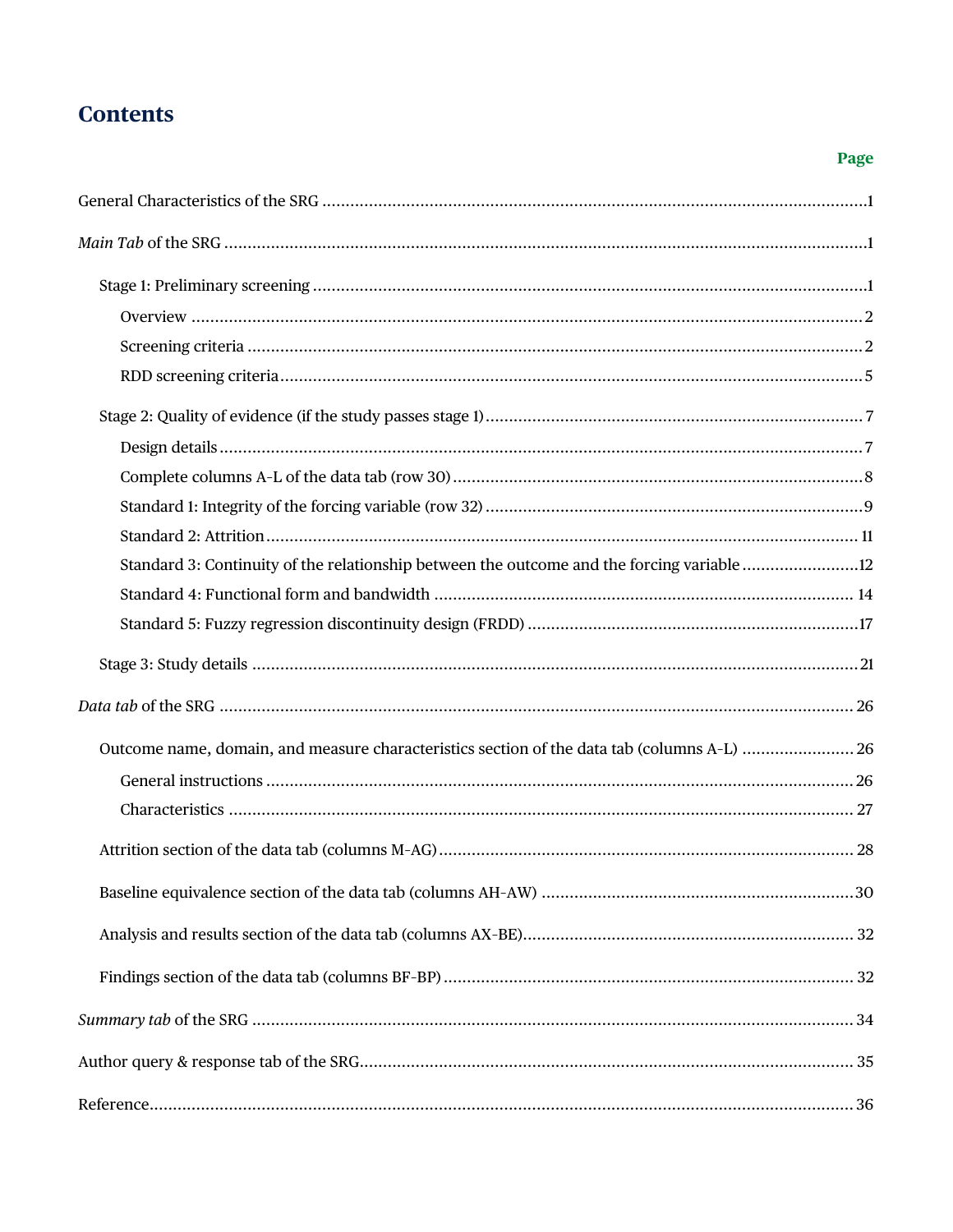# Contents

**Page**

General Characteristics of the SRG ........................................................................................................1

*Main Tab* of the SRG ........................................................................................................................1

- Stage 1: Preliminary screening ........................................................................................................1
  - Overview ........................................................................................................................2
  - Screening criteria ........................................................................................................................2
  - RDD screening criteria ........................................................................................................................5
- Stage 2: Quality of evidence (if the study passes stage 1) ........................................................................................................7
  - Design details ........................................................................................................................7
  - Complete columns A-L of the data tab (row 30) ........................................................................................................8
  - Standard 1: Integrity of the forcing variable (row 32) ........................................................................................................9
  - Standard 2: Attrition ........................................................................................................................11
  - Standard 3: Continuity of the relationship between the outcome and the forcing variable ........................................12
  - Standard 4: Functional form and bandwidth ........................................................................................................14
  - Standard 5: Fuzzy regression discontinuity design (FRDD) ........................................................................................................17
- Stage 3: Study details ........................................................................................................................21

*Data tab* of the SRG ........................................................................................................................26

- Outcome name, domain, and measure characteristics section of the data tab (columns A-L) ........................................26
  - General instructions ........................................................................................................................26
  - Characteristics ........................................................................................................................27
- Attrition section of the data tab (columns M-AG) ........................................................................................................28
- Baseline equivalence section of the data tab (columns AH-AW) ........................................................................................................30
- Analysis and results section of the data tab (columns AX-BE) ........................................................................................................32
- Findings section of the data tab (columns BF-BP) ........................................................................................................32

*Summary tab* of the SRG ........................................................................................................................34

Author query & response tab of the SRG ........................................................................................................35

Reference ........................................................................................................................36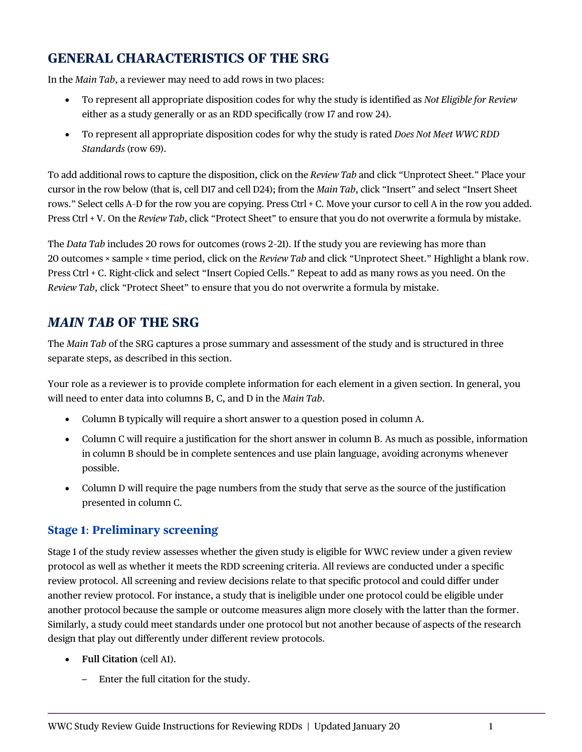## GENERAL CHARACTERISTICS OF THE SRG

In the *Main Tab*, a reviewer may need to add rows in two places:

- To represent all appropriate disposition codes for why the study is identified as *Not Eligible for Review* either as a study generally or as an RDD specifically (row 17 and row 24).
- To represent all appropriate disposition codes for why the study is rated *Does Not Meet WWC RDD Standards* (row 69).

To add additional rows to capture the disposition, click on the *Review Tab* and click "Unprotect Sheet." Place your cursor in the row below (that is, cell D17 and cell D24); from the *Main Tab*, click "Insert" and select "Insert Sheet rows." Select cells A–D for the row you are copying. Press Ctrl + C. Move your cursor to cell A in the row you added. Press Ctrl + V. On the *Review Tab*, click "Protect Sheet" to ensure that you do not overwrite a formula by mistake.

The *Data Tab* includes 20 rows for outcomes (rows 2–21). If the study you are reviewing has more than 20 outcomes × sample × time period, click on the *Review Tab* and click "Unprotect Sheet." Highlight a blank row. Press Ctrl + C. Right-click and select "Insert Copied Cells." Repeat to add as many rows as you need. On the *Review Tab*, click "Protect Sheet" to ensure that you do not overwrite a formula by mistake.

## *MAIN TAB* OF THE SRG

The *Main Tab* of the SRG captures a prose summary and assessment of the study and is structured in three separate steps, as described in this section.

Your role as a reviewer is to provide complete information for each element in a given section. In general, you will need to enter data into columns B, C, and D in the *Main Tab*.

- Column B typically will require a short answer to a question posed in column A.
- Column C will require a justification for the short answer in column B. As much as possible, information in column B should be in complete sentences and use plain language, avoiding acronyms whenever possible.
- Column D will require the page numbers from the study that serve as the source of the justification presented in column C.

### Stage 1: Preliminary screening

Stage 1 of the study review assesses whether the given study is eligible for WWC review under a given review protocol as well as whether it meets the RDD screening criteria. All reviews are conducted under a specific review protocol. All screening and review decisions relate to that specific protocol and could differ under another review protocol. For instance, a study that is ineligible under one protocol could be eligible under another protocol because the sample or outcome measures align more closely with the latter than the former. Similarly, a study could meet standards under one protocol but not another because of aspects of the research design that play out differently under different review protocols.

- **Full Citation** (cell A1).
  - Enter the full citation for the study.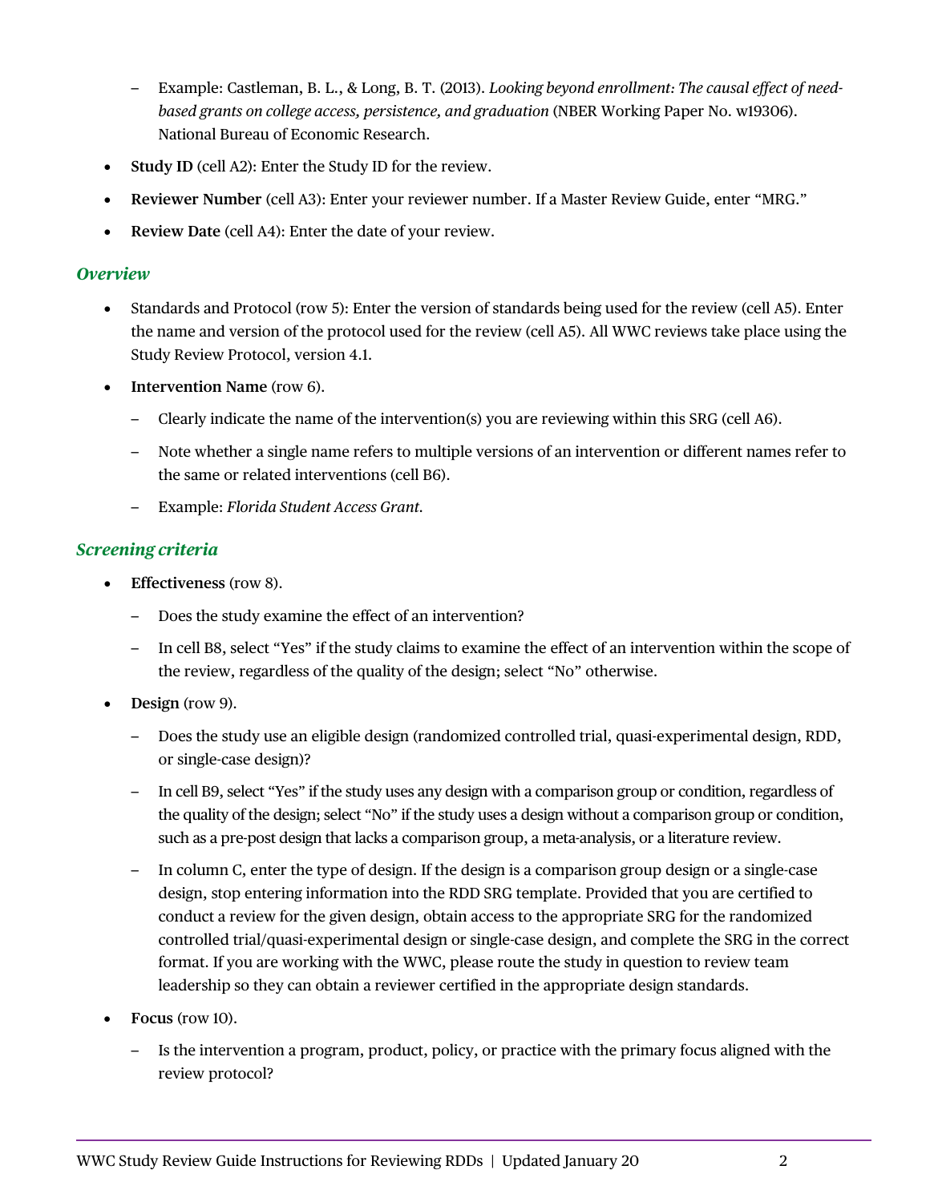- Example: Castleman, B. L., & Long, B. T. (2013). *Looking beyond enrollment: The causal effect of need-based grants on college access, persistence, and graduation* (NBER Working Paper No. w19306). National Bureau of Economic Research.

- **Study ID** (cell A2): Enter the Study ID for the review.
- **Reviewer Number** (cell A3): Enter your reviewer number. If a Master Review Guide, enter "MRG."
- **Review Date** (cell A4): Enter the date of your review.

### *Overview*

- Standards and Protocol (row 5): Enter the version of standards being used for the review (cell A5). Enter the name and version of the protocol used for the review (cell A5). All WWC reviews take place using the Study Review Protocol, version 4.1.
- **Intervention Name** (row 6).
  - Clearly indicate the name of the intervention(s) you are reviewing within this SRG (cell A6).
  - Note whether a single name refers to multiple versions of an intervention or different names refer to the same or related interventions (cell B6).
  - Example: *Florida Student Access Grant.*

### *Screening criteria*

- **Effectiveness** (row 8).
  - Does the study examine the effect of an intervention?
  - In cell B8, select "Yes" if the study claims to examine the effect of an intervention within the scope of the review, regardless of the quality of the design; select "No" otherwise.
- **Design** (row 9).
  - Does the study use an eligible design (randomized controlled trial, quasi-experimental design, RDD, or single-case design)?
  - In cell B9, select "Yes" if the study uses any design with a comparison group or condition, regardless of the quality of the design; select "No" if the study uses a design without a comparison group or condition, such as a pre-post design that lacks a comparison group, a meta-analysis, or a literature review.
  - In column C, enter the type of design. If the design is a comparison group design or a single-case design, stop entering information into the RDD SRG template. Provided that you are certified to conduct a review for the given design, obtain access to the appropriate SRG for the randomized controlled trial/quasi-experimental design or single-case design, and complete the SRG in the correct format. If you are working with the WWC, please route the study in question to review team leadership so they can obtain a reviewer certified in the appropriate design standards.
- **Focus** (row 10).
  - Is the intervention a program, product, policy, or practice with the primary focus aligned with the review protocol?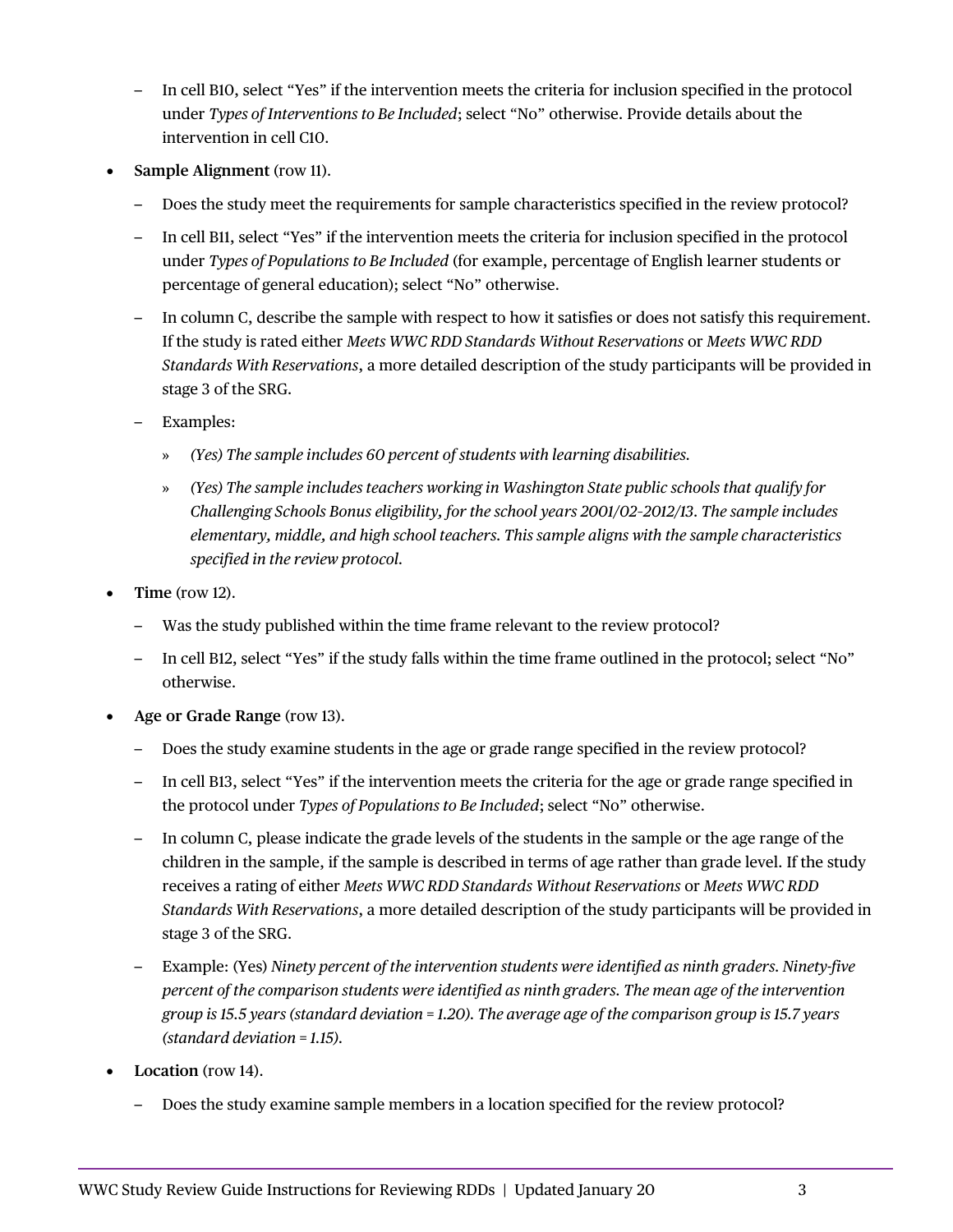- In cell B10, select "Yes" if the intervention meets the criteria for inclusion specified in the protocol under *Types of Interventions to Be Included*; select "No" otherwise. Provide details about the intervention in cell C10.

- **Sample Alignment** (row 11).
  - Does the study meet the requirements for sample characteristics specified in the review protocol?
  - In cell B11, select "Yes" if the intervention meets the criteria for inclusion specified in the protocol under *Types of Populations to Be Included* (for example, percentage of English learner students or percentage of general education); select "No" otherwise.
  - In column C, describe the sample with respect to how it satisfies or does not satisfy this requirement. If the study is rated either *Meets WWC RDD Standards Without Reservations* or *Meets WWC RDD Standards With Reservations*, a more detailed description of the study participants will be provided in stage 3 of the SRG.
  - Examples:
    - *(Yes) The sample includes 60 percent of students with learning disabilities.*
    - *(Yes) The sample includes teachers working in Washington State public schools that qualify for Challenging Schools Bonus eligibility, for the school years 2001/02–2012/13. The sample includes elementary, middle, and high school teachers. This sample aligns with the sample characteristics specified in the review protocol.*

- **Time** (row 12).
  - Was the study published within the time frame relevant to the review protocol?
  - In cell B12, select "Yes" if the study falls within the time frame outlined in the protocol; select "No" otherwise.

- **Age or Grade Range** (row 13).
  - Does the study examine students in the age or grade range specified in the review protocol?
  - In cell B13, select "Yes" if the intervention meets the criteria for the age or grade range specified in the protocol under *Types of Populations to Be Included*; select "No" otherwise.
  - In column C, please indicate the grade levels of the students in the sample or the age range of the children in the sample, if the sample is described in terms of age rather than grade level. If the study receives a rating of either *Meets WWC RDD Standards Without Reservations* or *Meets WWC RDD Standards With Reservations*, a more detailed description of the study participants will be provided in stage 3 of the SRG.
  - Example: (Yes) *Ninety percent of the intervention students were identified as ninth graders. Ninety-five percent of the comparison students were identified as ninth graders. The mean age of the intervention group is 15.5 years (standard deviation = 1.20). The average age of the comparison group is 15.7 years (standard deviation = 1.15).*

- **Location** (row 14).
  - Does the study examine sample members in a location specified for the review protocol?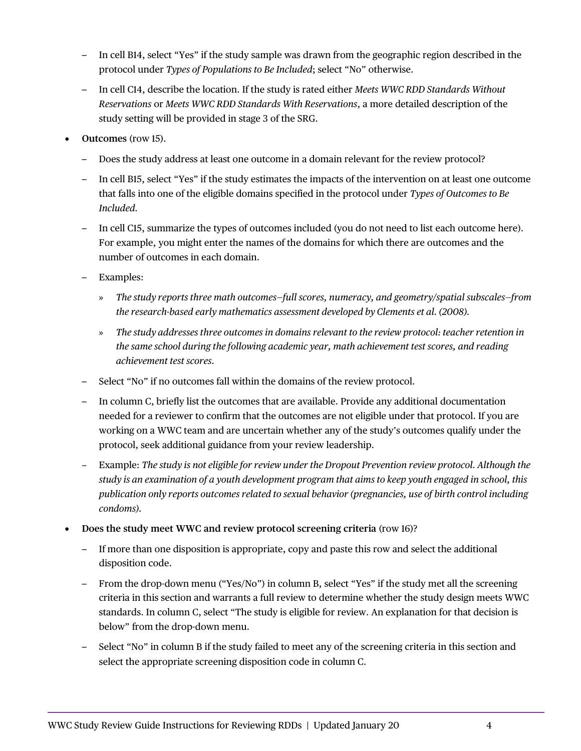- In cell B14, select "Yes" if the study sample was drawn from the geographic region described in the protocol under *Types of Populations to Be Included*; select "No" otherwise.
  - In cell C14, describe the location. If the study is rated either *Meets WWC RDD Standards Without Reservations* or *Meets WWC RDD Standards With Reservations*, a more detailed description of the study setting will be provided in stage 3 of the SRG.

- **Outcomes** (row 15).
  - Does the study address at least one outcome in a domain relevant for the review protocol?
  - In cell B15, select "Yes" if the study estimates the impacts of the intervention on at least one outcome that falls into one of the eligible domains specified in the protocol under *Types of Outcomes to Be Included*.
  - In cell C15, summarize the types of outcomes included (you do not need to list each outcome here). For example, you might enter the names of the domains for which there are outcomes and the number of outcomes in each domain.
  - Examples:
    - » *The study reports three math outcomes—full scores, numeracy, and geometry/spatial subscales—from the research-based early mathematics assessment developed by Clements et al. (2008).*
    - » *The study addresses three outcomes in domains relevant to the review protocol: teacher retention in the same school during the following academic year, math achievement test scores, and reading achievement test scores.*
  - Select "No" if no outcomes fall within the domains of the review protocol.
  - In column C, briefly list the outcomes that are available. Provide any additional documentation needed for a reviewer to confirm that the outcomes are not eligible under that protocol. If you are working on a WWC team and are uncertain whether any of the study's outcomes qualify under the protocol, seek additional guidance from your review leadership.
  - Example: *The study is not eligible for review under the Dropout Prevention review protocol. Although the study is an examination of a youth development program that aims to keep youth engaged in school, this publication only reports outcomes related to sexual behavior (pregnancies, use of birth control including condoms).*

- **Does the study meet WWC and review protocol screening criteria** (row 16)?
  - If more than one disposition is appropriate, copy and paste this row and select the additional disposition code.
  - From the drop-down menu ("Yes/No") in column B, select "Yes" if the study met all the screening criteria in this section and warrants a full review to determine whether the study design meets WWC standards. In column C, select "The study is eligible for review. An explanation for that decision is below" from the drop-down menu.
  - Select "No" in column B if the study failed to meet any of the screening criteria in this section and select the appropriate screening disposition code in column C.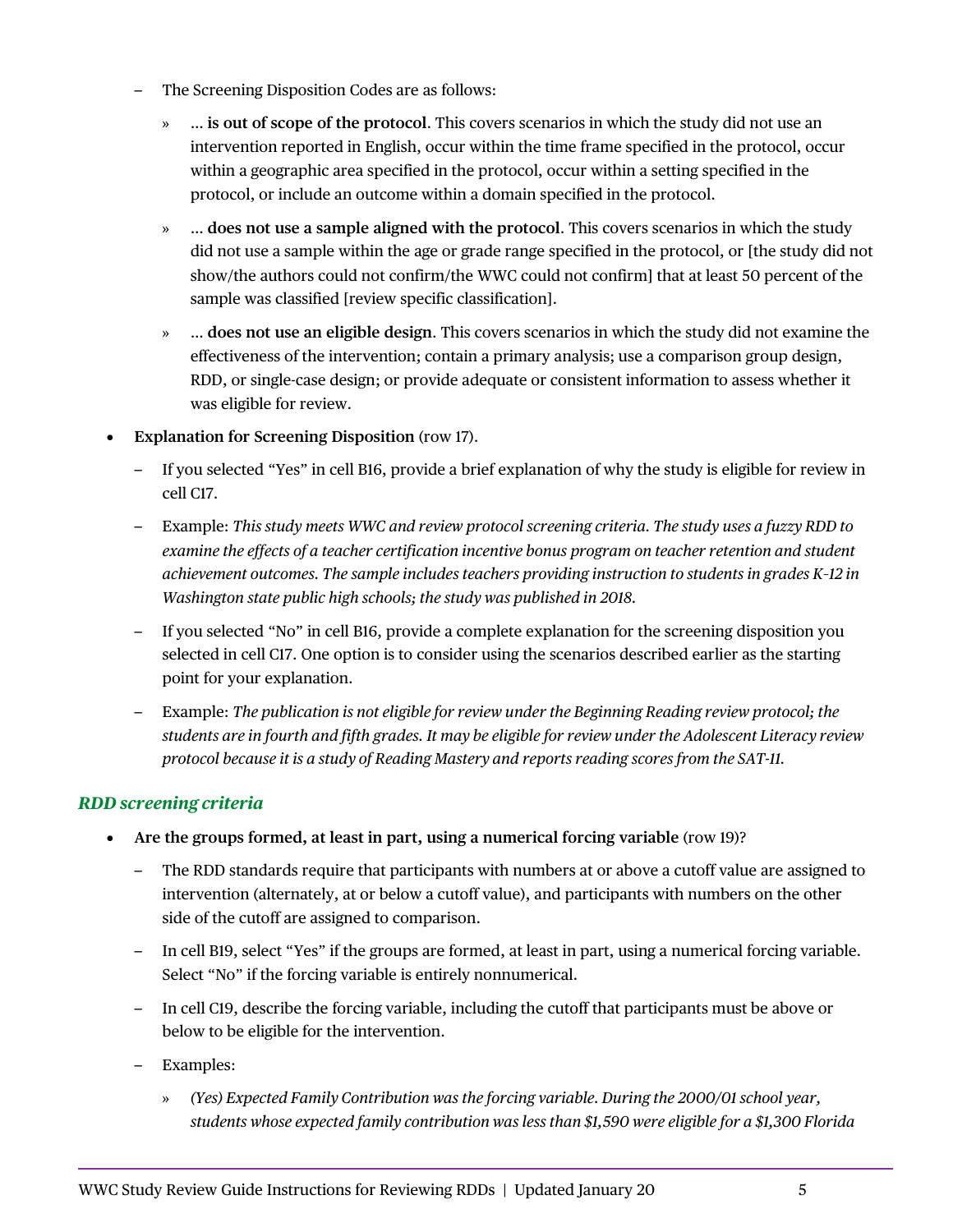- The Screening Disposition Codes are as follows:
  - … **is out of scope of the protocol**. This covers scenarios in which the study did not use an intervention reported in English, occur within the time frame specified in the protocol, occur within a geographic area specified in the protocol, occur within a setting specified in the protocol, or include an outcome within a domain specified in the protocol.
  - … **does not use a sample aligned with the protocol**. This covers scenarios in which the study did not use a sample within the age or grade range specified in the protocol, or [the study did not show/the authors could not confirm/the WWC could not confirm] that at least 50 percent of the sample was classified [review specific classification].
  - … **does not use an eligible design**. This covers scenarios in which the study did not examine the effectiveness of the intervention; contain a primary analysis; use a comparison group design, RDD, or single-case design; or provide adequate or consistent information to assess whether it was eligible for review.

- **Explanation for Screening Disposition** (row 17).
  - If you selected “Yes” in cell B16, provide a brief explanation of why the study is eligible for review in cell C17.
  - Example: *This study meets WWC and review protocol screening criteria. The study uses a fuzzy RDD to examine the effects of a teacher certification incentive bonus program on teacher retention and student achievement outcomes. The sample includes teachers providing instruction to students in grades K-12 in Washington state public high schools; the study was published in 2018.*
  - If you selected “No” in cell B16, provide a complete explanation for the screening disposition you selected in cell C17. One option is to consider using the scenarios described earlier as the starting point for your explanation.
  - Example: *The publication is not eligible for review under the Beginning Reading review protocol; the students are in fourth and fifth grades. It may be eligible for review under the Adolescent Literacy review protocol because it is a study of Reading Mastery and reports reading scores from the SAT-11.*

### *RDD screening criteria*

- **Are the groups formed, at least in part, using a numerical forcing variable** (row 19)?
  - The RDD standards require that participants with numbers at or above a cutoff value are assigned to intervention (alternately, at or below a cutoff value), and participants with numbers on the other side of the cutoff are assigned to comparison.
  - In cell B19, select “Yes” if the groups are formed, at least in part, using a numerical forcing variable. Select “No” if the forcing variable is entirely nonnumerical.
  - In cell C19, describe the forcing variable, including the cutoff that participants must be above or below to be eligible for the intervention.
  - Examples:
    - *(Yes) Expected Family Contribution was the forcing variable. During the 2000/01 school year, students whose expected family contribution was less than $1,590 were eligible for a $1,300 Florida*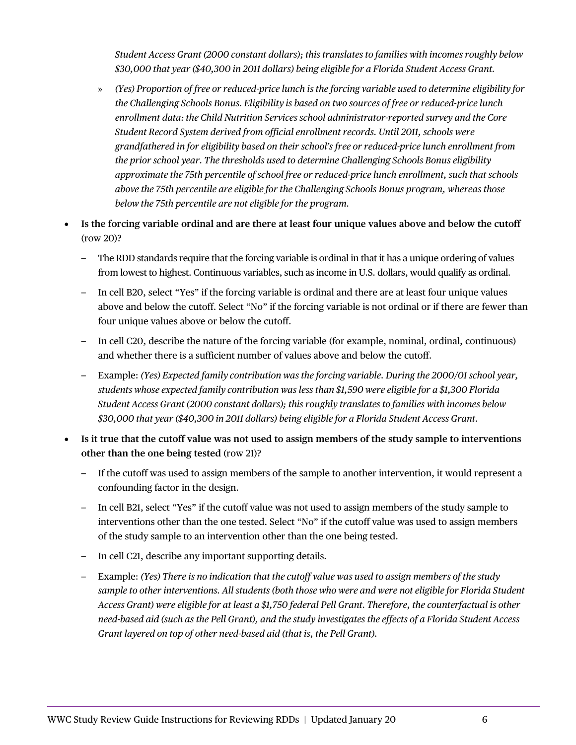*Student Access Grant (2000 constant dollars); this translates to families with incomes roughly below $30,000 that year ($40,300 in 2011 dollars) being eligible for a Florida Student Access Grant.*

  » *(Yes) Proportion of free or reduced-price lunch is the forcing variable used to determine eligibility for the Challenging Schools Bonus. Eligibility is based on two sources of free or reduced-price lunch enrollment data: the Child Nutrition Services school administrator-reported survey and the Core Student Record System derived from official enrollment records. Until 2011, schools were grandfathered in for eligibility based on their school's free or reduced-price lunch enrollment from the prior school year. The thresholds used to determine Challenging Schools Bonus eligibility approximate the 75th percentile of school free or reduced-price lunch enrollment, such that schools above the 75th percentile are eligible for the Challenging Schools Bonus program, whereas those below the 75th percentile are not eligible for the program.*

- **Is the forcing variable ordinal and are there at least four unique values above and below the cutoff** (row 20)?
  - The RDD standards require that the forcing variable is ordinal in that it has a unique ordering of values from lowest to highest. Continuous variables, such as income in U.S. dollars, would qualify as ordinal.
  - In cell B20, select "Yes" if the forcing variable is ordinal and there are at least four unique values above and below the cutoff. Select "No" if the forcing variable is not ordinal or if there are fewer than four unique values above or below the cutoff.
  - In cell C20, describe the nature of the forcing variable (for example, nominal, ordinal, continuous) and whether there is a sufficient number of values above and below the cutoff.
  - Example: *(Yes) Expected family contribution was the forcing variable. During the 2000/01 school year, students whose expected family contribution was less than $1,590 were eligible for a $1,300 Florida Student Access Grant (2000 constant dollars); this roughly translates to families with incomes below $30,000 that year ($40,300 in 2011 dollars) being eligible for a Florida Student Access Grant.*

- **Is it true that the cutoff value was not used to assign members of the study sample to interventions other than the one being tested** (row 21)?
  - If the cutoff was used to assign members of the sample to another intervention, it would represent a confounding factor in the design.
  - In cell B21, select "Yes" if the cutoff value was not used to assign members of the study sample to interventions other than the one tested. Select "No" if the cutoff value was used to assign members of the study sample to an intervention other than the one being tested.
  - In cell C21, describe any important supporting details.
  - Example: *(Yes) There is no indication that the cutoff value was used to assign members of the study sample to other interventions. All students (both those who were and were not eligible for Florida Student Access Grant) were eligible for at least a $1,750 federal Pell Grant. Therefore, the counterfactual is other need-based aid (such as the Pell Grant), and the study investigates the effects of a Florida Student Access Grant layered on top of other need-based aid (that is, the Pell Grant).*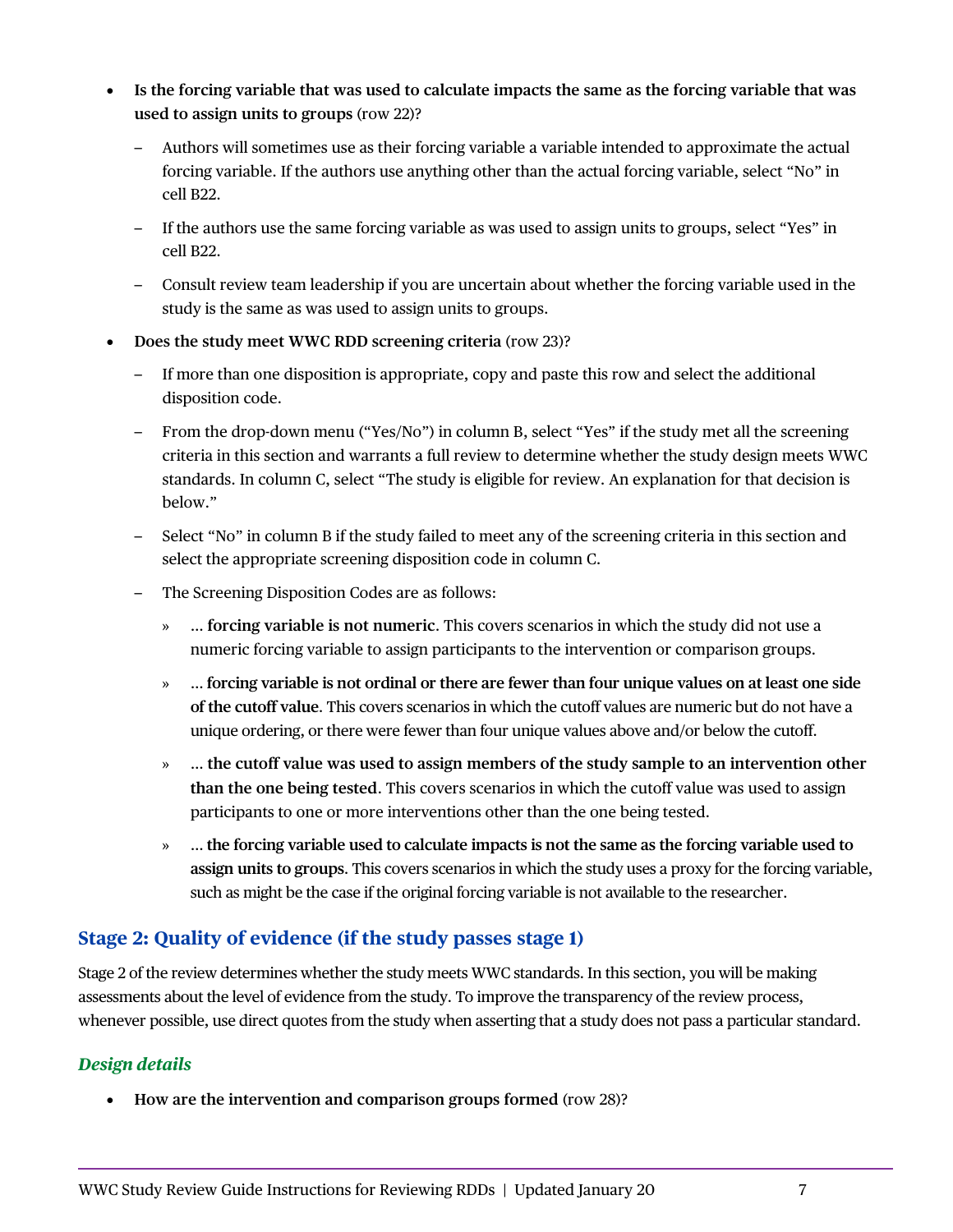- **Is the forcing variable that was used to calculate impacts the same as the forcing variable that was used to assign units to groups** (row 22)?
  - Authors will sometimes use as their forcing variable a variable intended to approximate the actual forcing variable. If the authors use anything other than the actual forcing variable, select "No" in cell B22.
  - If the authors use the same forcing variable as was used to assign units to groups, select "Yes" in cell B22.
  - Consult review team leadership if you are uncertain about whether the forcing variable used in the study is the same as was used to assign units to groups.
- **Does the study meet WWC RDD screening criteria** (row 23)?
  - If more than one disposition is appropriate, copy and paste this row and select the additional disposition code.
  - From the drop-down menu ("Yes/No") in column B, select "Yes" if the study met all the screening criteria in this section and warrants a full review to determine whether the study design meets WWC standards. In column C, select "The study is eligible for review. An explanation for that decision is below."
  - Select "No" in column B if the study failed to meet any of the screening criteria in this section and select the appropriate screening disposition code in column C.
  - The Screening Disposition Codes are as follows:
    - … **forcing variable is not numeric**. This covers scenarios in which the study did not use a numeric forcing variable to assign participants to the intervention or comparison groups.
    - … **forcing variable is not ordinal or there are fewer than four unique values on at least one side of the cutoff value**. This covers scenarios in which the cutoff values are numeric but do not have a unique ordering, or there were fewer than four unique values above and/or below the cutoff.
    - … **the cutoff value was used to assign members of the study sample to an intervention other than the one being tested**. This covers scenarios in which the cutoff value was used to assign participants to one or more interventions other than the one being tested.
    - … **the forcing variable used to calculate impacts is not the same as the forcing variable used to assign units to groups**. This covers scenarios in which the study uses a proxy for the forcing variable, such as might be the case if the original forcing variable is not available to the researcher.

## Stage 2: Quality of evidence (if the study passes stage 1)

Stage 2 of the review determines whether the study meets WWC standards. In this section, you will be making assessments about the level of evidence from the study. To improve the transparency of the review process, whenever possible, use direct quotes from the study when asserting that a study does not pass a particular standard.

### *Design details*

- **How are the intervention and comparison groups formed** (row 28)?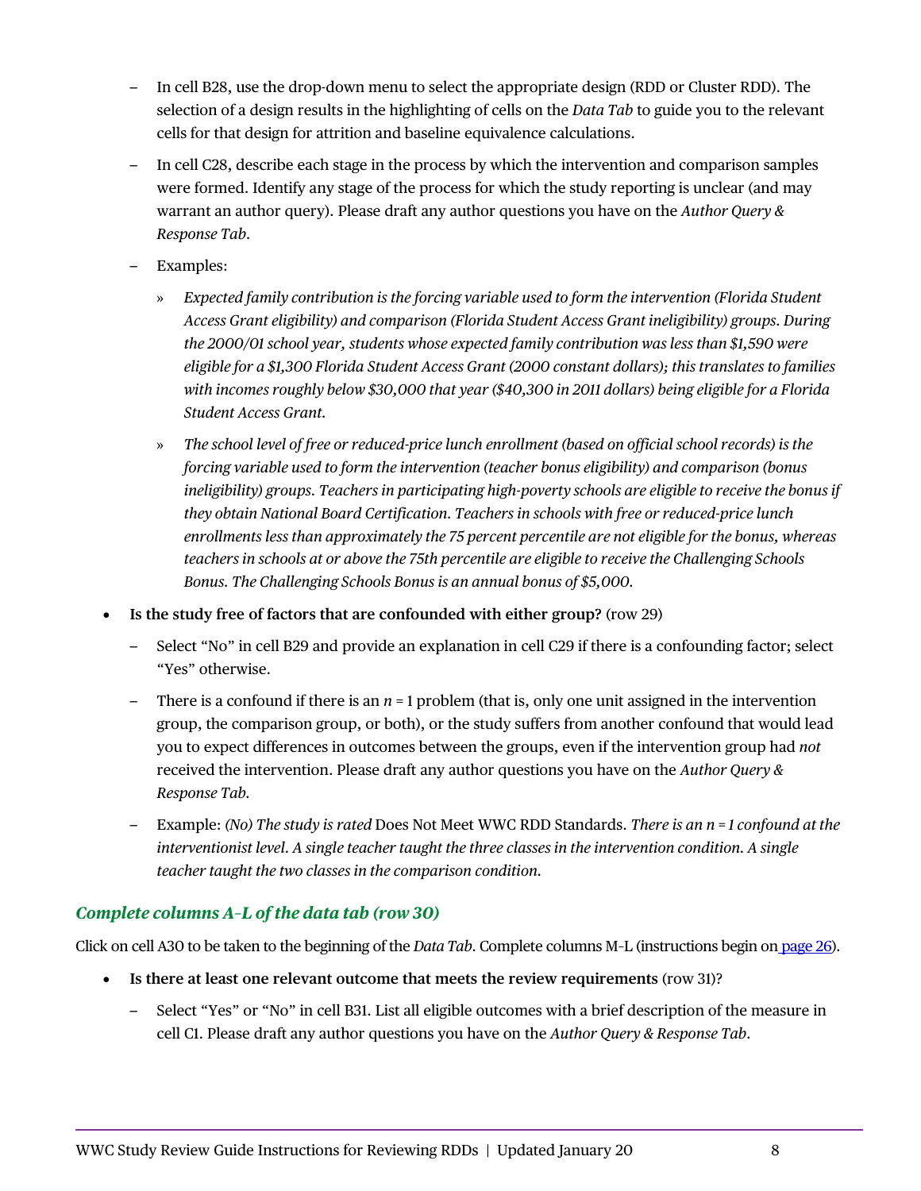- In cell B28, use the drop-down menu to select the appropriate design (RDD or Cluster RDD). The selection of a design results in the highlighting of cells on the *Data Tab* to guide you to the relevant cells for that design for attrition and baseline equivalence calculations.
- In cell C28, describe each stage in the process by which the intervention and comparison samples were formed. Identify any stage of the process for which the study reporting is unclear (and may warrant an author query). Please draft any author questions you have on the *Author Query & Response Tab*.
- Examples:
  - *Expected family contribution is the forcing variable used to form the intervention (Florida Student Access Grant eligibility) and comparison (Florida Student Access Grant ineligibility) groups. During the 2000/01 school year, students whose expected family contribution was less than $1,590 were eligible for a $1,300 Florida Student Access Grant (2000 constant dollars); this translates to families with incomes roughly below $30,000 that year ($40,300 in 2011 dollars) being eligible for a Florida Student Access Grant.*
  - *The school level of free or reduced-price lunch enrollment (based on official school records) is the forcing variable used to form the intervention (teacher bonus eligibility) and comparison (bonus ineligibility) groups. Teachers in participating high-poverty schools are eligible to receive the bonus if they obtain National Board Certification. Teachers in schools with free or reduced-price lunch enrollments less than approximately the 75 percent percentile are not eligible for the bonus, whereas teachers in schools at or above the 75th percentile are eligible to receive the Challenging Schools Bonus. The Challenging Schools Bonus is an annual bonus of $5,000.*

- **Is the study free of factors that are confounded with either group?** (row 29)
  - Select "No" in cell B29 and provide an explanation in cell C29 if there is a confounding factor; select "Yes" otherwise.
  - There is a confound if there is an $n = 1$ problem (that is, only one unit assigned in the intervention group, the comparison group, or both), or the study suffers from another confound that would lead you to expect differences in outcomes between the groups, even if the intervention group had *not* received the intervention. Please draft any author questions you have on the *Author Query & Response Tab*.
  - Example: *(No) The study is rated* Does Not Meet WWC RDD Standards. *There is an n = 1 confound at the interventionist level. A single teacher taught the three classes in the intervention condition. A single teacher taught the two classes in the comparison condition.*

### *Complete columns A–L of the data tab (row 30)*

Click on cell A30 to be taken to the beginning of the *Data Tab*. Complete columns M–L (instructions begin on page 26).

- **Is there at least one relevant outcome that meets the review requirements** (row 31)?
  - Select "Yes" or "No" in cell B31. List all eligible outcomes with a brief description of the measure in cell C1. Please draft any author questions you have on the *Author Query & Response Tab*.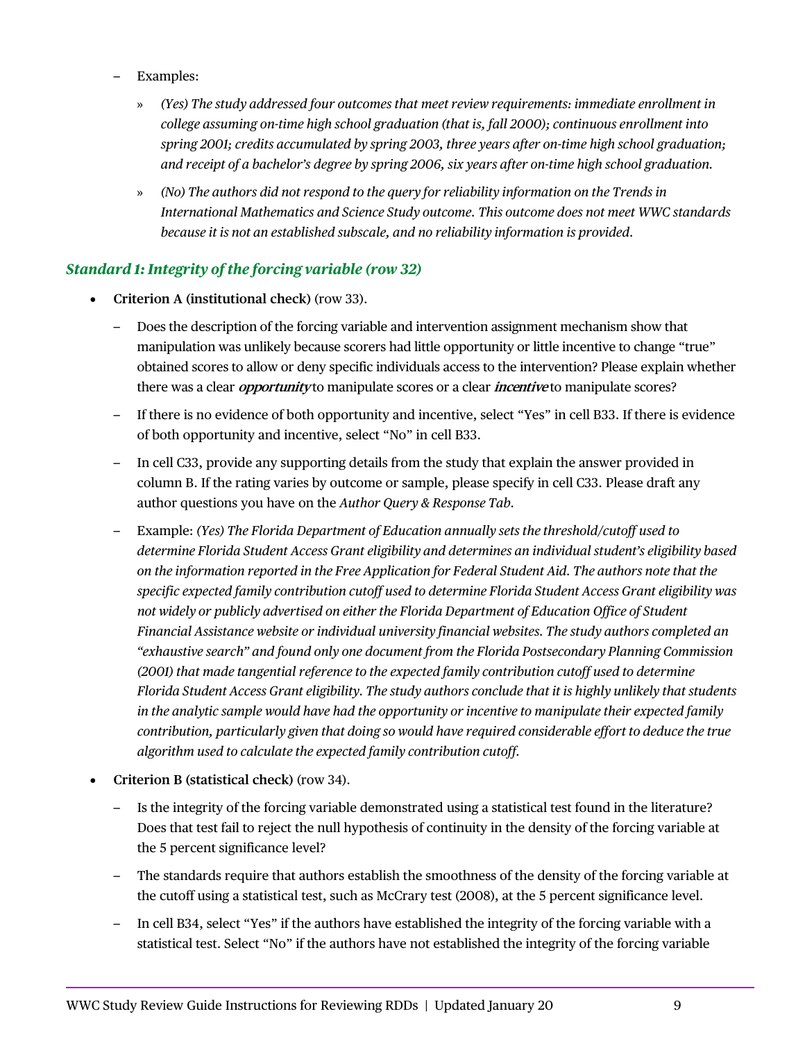- Examples:
  - » *(Yes) The study addressed four outcomes that meet review requirements: immediate enrollment in college assuming on-time high school graduation (that is, fall 2000); continuous enrollment into spring 2001; credits accumulated by spring 2003, three years after on-time high school graduation; and receipt of a bachelor's degree by spring 2006, six years after on-time high school graduation.*
  - » *(No) The authors did not respond to the query for reliability information on the Trends in International Mathematics and Science Study outcome. This outcome does not meet WWC standards because it is not an established subscale, and no reliability information is provided.*

### *Standard 1: Integrity of the forcing variable (row 32)*

- **Criterion A (institutional check)** (row 33).
  - Does the description of the forcing variable and intervention assignment mechanism show that manipulation was unlikely because scorers had little opportunity or little incentive to change "true" obtained scores to allow or deny specific individuals access to the intervention? Please explain whether there was a clear ***opportunity*** to manipulate scores or a clear ***incentive*** to manipulate scores?
  - If there is no evidence of both opportunity and incentive, select "Yes" in cell B33. If there is evidence of both opportunity and incentive, select "No" in cell B33.
  - In cell C33, provide any supporting details from the study that explain the answer provided in column B. If the rating varies by outcome or sample, please specify in cell C33. Please draft any author questions you have on the *Author Query & Response Tab*.
  - Example: *(Yes) The Florida Department of Education annually sets the threshold/cutoff used to determine Florida Student Access Grant eligibility and determines an individual student's eligibility based on the information reported in the Free Application for Federal Student Aid. The authors note that the specific expected family contribution cutoff used to determine Florida Student Access Grant eligibility was not widely or publicly advertised on either the Florida Department of Education Office of Student Financial Assistance website or individual university financial websites. The study authors completed an "exhaustive search" and found only one document from the Florida Postsecondary Planning Commission (2001) that made tangential reference to the expected family contribution cutoff used to determine Florida Student Access Grant eligibility. The study authors conclude that it is highly unlikely that students in the analytic sample would have had the opportunity or incentive to manipulate their expected family contribution, particularly given that doing so would have required considerable effort to deduce the true algorithm used to calculate the expected family contribution cutoff.*
- **Criterion B (statistical check)** (row 34).
  - Is the integrity of the forcing variable demonstrated using a statistical test found in the literature? Does that test fail to reject the null hypothesis of continuity in the density of the forcing variable at the 5 percent significance level?
  - The standards require that authors establish the smoothness of the density of the forcing variable at the cutoff using a statistical test, such as McCrary test (2008), at the 5 percent significance level.
  - In cell B34, select "Yes" if the authors have established the integrity of the forcing variable with a statistical test. Select "No" if the authors have not established the integrity of the forcing variable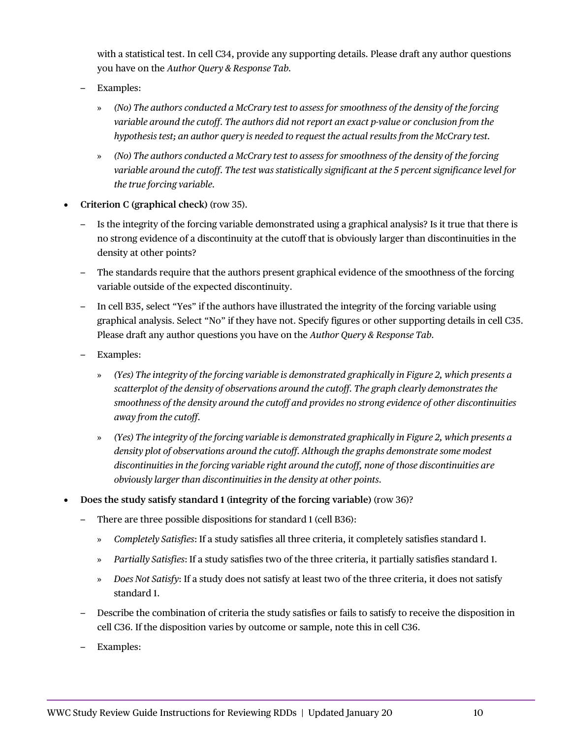with a statistical test. In cell C34, provide any supporting details. Please draft any author questions you have on the *Author Query & Response Tab*.

– Examples:

  » *(No) The authors conducted a McCrary test to assess for smoothness of the density of the forcing variable around the cutoff. The authors did not report an exact p-value or conclusion from the hypothesis test; an author query is needed to request the actual results from the McCrary test.*

  » *(No) The authors conducted a McCrary test to assess for smoothness of the density of the forcing variable around the cutoff. The test was statistically significant at the 5 percent significance level for the true forcing variable.*

- **Criterion C (graphical check)** (row 35).

  – Is the integrity of the forcing variable demonstrated using a graphical analysis? Is it true that there is no strong evidence of a discontinuity at the cutoff that is obviously larger than discontinuities in the density at other points?

  – The standards require that the authors present graphical evidence of the smoothness of the forcing variable outside of the expected discontinuity.

  – In cell B35, select "Yes" if the authors have illustrated the integrity of the forcing variable using graphical analysis. Select "No" if they have not. Specify figures or other supporting details in cell C35. Please draft any author questions you have on the *Author Query & Response Tab*.

  – Examples:

    » *(Yes) The integrity of the forcing variable is demonstrated graphically in Figure 2, which presents a scatterplot of the density of observations around the cutoff. The graph clearly demonstrates the smoothness of the density around the cutoff and provides no strong evidence of other discontinuities away from the cutoff.*

    » *(Yes) The integrity of the forcing variable is demonstrated graphically in Figure 2, which presents a density plot of observations around the cutoff. Although the graphs demonstrate some modest discontinuities in the forcing variable right around the cutoff, none of those discontinuities are obviously larger than discontinuities in the density at other points.*

- **Does the study satisfy standard 1 (integrity of the forcing variable)** (row 36)?

  – There are three possible dispositions for standard 1 (cell B36):

    » *Completely Satisfies*: If a study satisfies all three criteria, it completely satisfies standard 1.

    » *Partially Satisfies*: If a study satisfies two of the three criteria, it partially satisfies standard 1.

    » *Does Not Satisfy*: If a study does not satisfy at least two of the three criteria, it does not satisfy standard 1.

  – Describe the combination of criteria the study satisfies or fails to satisfy to receive the disposition in cell C36. If the disposition varies by outcome or sample, note this in cell C36.

  – Examples: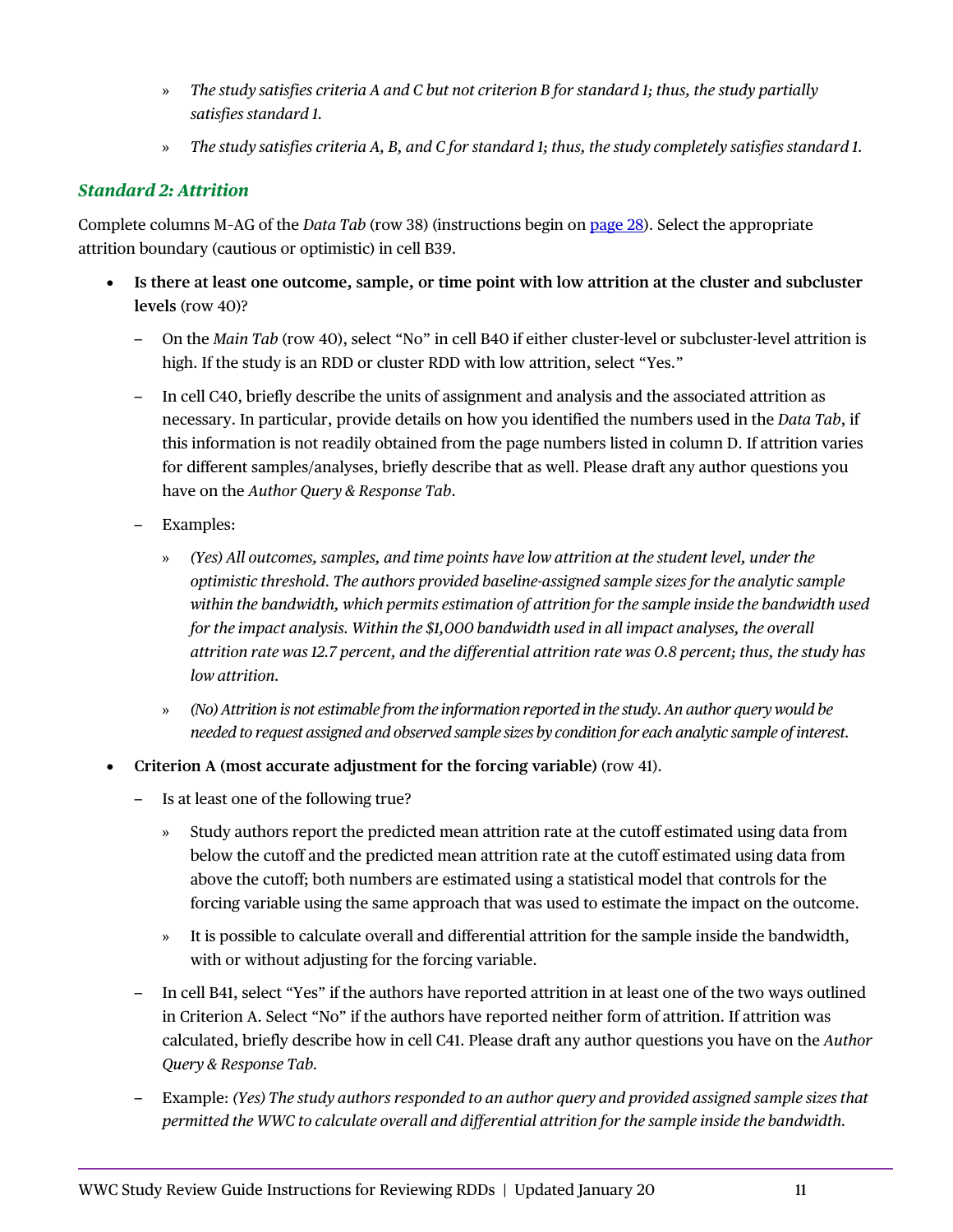- *The study satisfies criteria A and C but not criterion B for standard 1; thus, the study partially satisfies standard 1.*
- *The study satisfies criteria A, B, and C for standard 1; thus, the study completely satisfies standard 1.*

### *Standard 2: Attrition*

Complete columns M–AG of the *Data Tab* (row 38) (instructions begin on [page 28](#)). Select the appropriate attrition boundary (cautious or optimistic) in cell B39.

- **Is there at least one outcome, sample, or time point with low attrition at the cluster and subcluster levels** (row 40)?
  - On the *Main Tab* (row 40), select "No" in cell B40 if either cluster-level or subcluster-level attrition is high. If the study is an RDD or cluster RDD with low attrition, select "Yes."
  - In cell C40, briefly describe the units of assignment and analysis and the associated attrition as necessary. In particular, provide details on how you identified the numbers used in the *Data Tab*, if this information is not readily obtained from the page numbers listed in column D. If attrition varies for different samples/analyses, briefly describe that as well. Please draft any author questions you have on the *Author Query & Response Tab*.
  - Examples:
    - *(Yes) All outcomes, samples, and time points have low attrition at the student level, under the optimistic threshold. The authors provided baseline-assigned sample sizes for the analytic sample within the bandwidth, which permits estimation of attrition for the sample inside the bandwidth used for the impact analysis. Within the $1,000 bandwidth used in all impact analyses, the overall attrition rate was 12.7 percent, and the differential attrition rate was 0.8 percent; thus, the study has low attrition.*
    - *(No) Attrition is not estimable from the information reported in the study. An author query would be needed to request assigned and observed sample sizes by condition for each analytic sample of interest.*
- **Criterion A (most accurate adjustment for the forcing variable)** (row 41).
  - Is at least one of the following true?
    - Study authors report the predicted mean attrition rate at the cutoff estimated using data from below the cutoff and the predicted mean attrition rate at the cutoff estimated using data from above the cutoff; both numbers are estimated using a statistical model that controls for the forcing variable using the same approach that was used to estimate the impact on the outcome.
    - It is possible to calculate overall and differential attrition for the sample inside the bandwidth, with or without adjusting for the forcing variable.
  - In cell B41, select "Yes" if the authors have reported attrition in at least one of the two ways outlined in Criterion A. Select "No" if the authors have reported neither form of attrition. If attrition was calculated, briefly describe how in cell C41. Please draft any author questions you have on the *Author Query & Response Tab*.
  - Example: *(Yes) The study authors responded to an author query and provided assigned sample sizes that permitted the WWC to calculate overall and differential attrition for the sample inside the bandwidth.*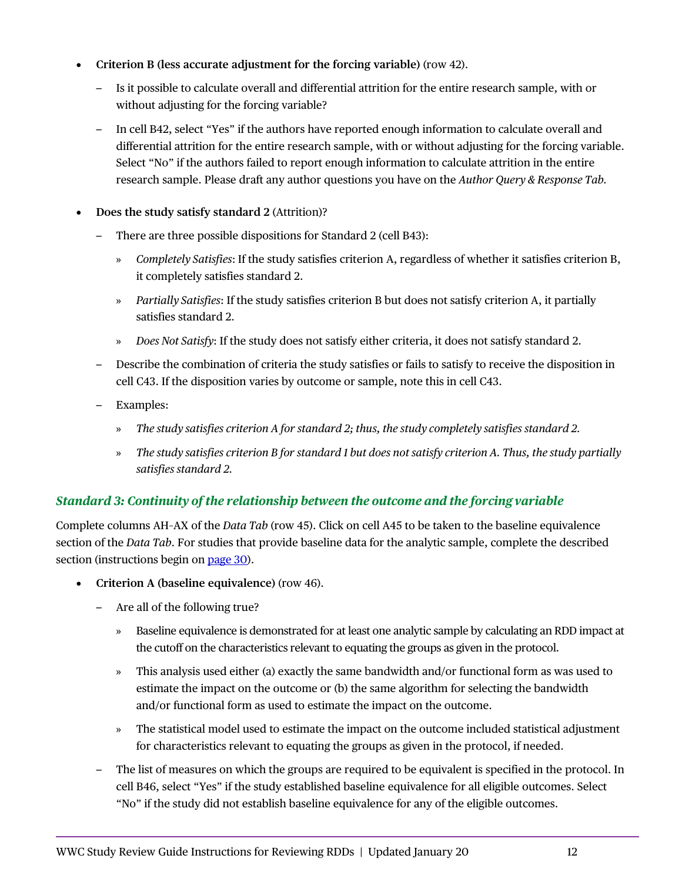- **Criterion B (less accurate adjustment for the forcing variable)** (row 42).
  - Is it possible to calculate overall and differential attrition for the entire research sample, with or without adjusting for the forcing variable?
  - In cell B42, select "Yes" if the authors have reported enough information to calculate overall and differential attrition for the entire research sample, with or without adjusting for the forcing variable. Select "No" if the authors failed to report enough information to calculate attrition in the entire research sample. Please draft any author questions you have on the *Author Query & Response Tab*.
- **Does the study satisfy standard 2** (Attrition)?
  - There are three possible dispositions for Standard 2 (cell B43):
    - *Completely Satisfies*: If the study satisfies criterion A, regardless of whether it satisfies criterion B, it completely satisfies standard 2.
    - *Partially Satisfies*: If the study satisfies criterion B but does not satisfy criterion A, it partially satisfies standard 2.
    - *Does Not Satisfy*: If the study does not satisfy either criteria, it does not satisfy standard 2.
  - Describe the combination of criteria the study satisfies or fails to satisfy to receive the disposition in cell C43. If the disposition varies by outcome or sample, note this in cell C43.
  - Examples:
    - *The study satisfies criterion A for standard 2; thus, the study completely satisfies standard 2.*
    - *The study satisfies criterion B for standard 1 but does not satisfy criterion A. Thus, the study partially satisfies standard 2.*

### *Standard 3: Continuity of the relationship between the outcome and the forcing variable*

Complete columns AH-AX of the *Data Tab* (row 45). Click on cell A45 to be taken to the baseline equivalence section of the *Data Tab*. For studies that provide baseline data for the analytic sample, complete the described section (instructions begin on page 30).

- **Criterion A (baseline equivalence)** (row 46).
  - Are all of the following true?
    - Baseline equivalence is demonstrated for at least one analytic sample by calculating an RDD impact at the cutoff on the characteristics relevant to equating the groups as given in the protocol.
    - This analysis used either (a) exactly the same bandwidth and/or functional form as was used to estimate the impact on the outcome or (b) the same algorithm for selecting the bandwidth and/or functional form as used to estimate the impact on the outcome.
    - The statistical model used to estimate the impact on the outcome included statistical adjustment for characteristics relevant to equating the groups as given in the protocol, if needed.
  - The list of measures on which the groups are required to be equivalent is specified in the protocol. In cell B46, select "Yes" if the study established baseline equivalence for all eligible outcomes. Select "No" if the study did not establish baseline equivalence for any of the eligible outcomes.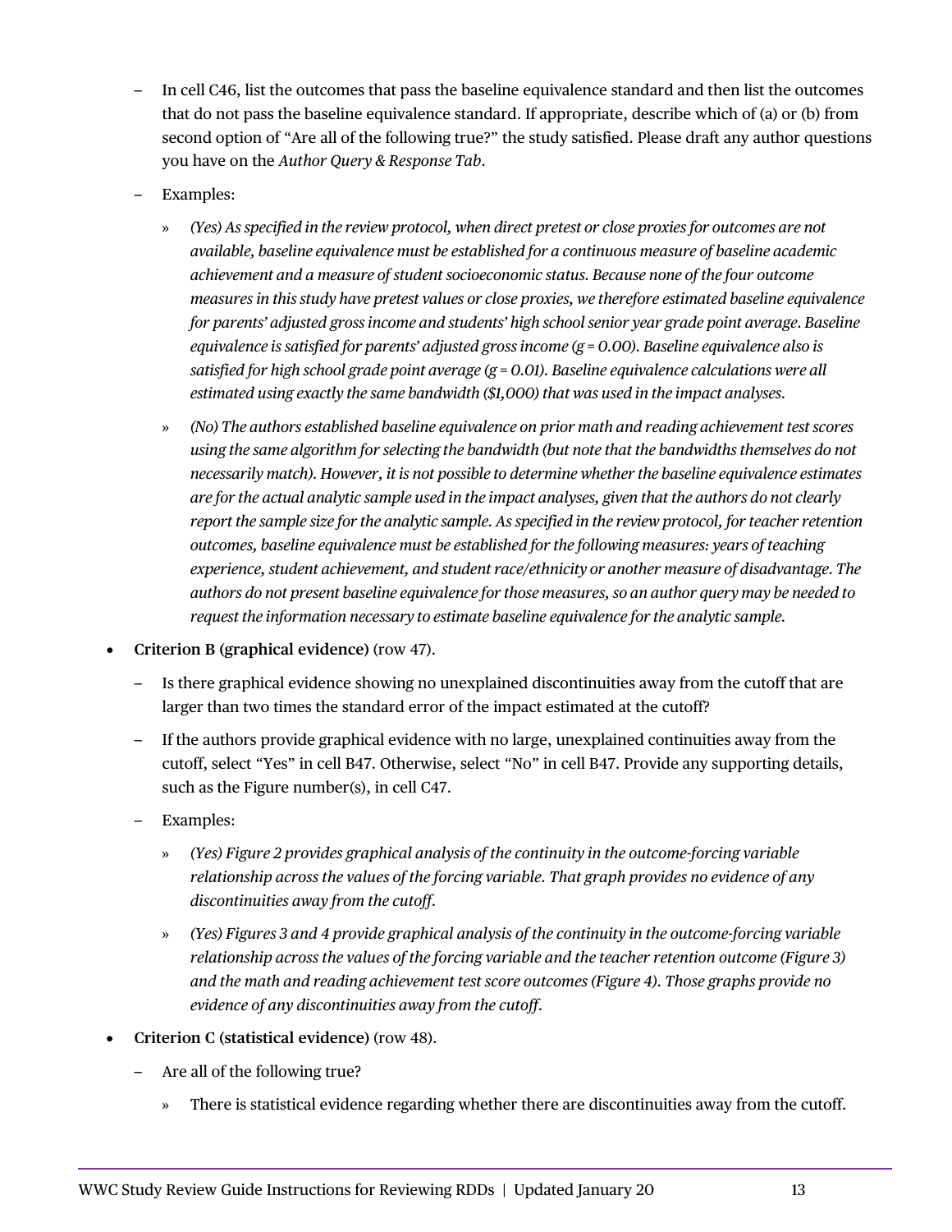- In cell C46, list the outcomes that pass the baseline equivalence standard and then list the outcomes that do not pass the baseline equivalence standard. If appropriate, describe which of (a) or (b) from second option of "Are all of the following true?" the study satisfied. Please draft any author questions you have on the *Author Query & Response Tab*.
  - Examples:
    - *(Yes) As specified in the review protocol, when direct pretest or close proxies for outcomes are not available, baseline equivalence must be established for a continuous measure of baseline academic achievement and a measure of student socioeconomic status. Because none of the four outcome measures in this study have pretest values or close proxies, we therefore estimated baseline equivalence for parents' adjusted gross income and students' high school senior year grade point average. Baseline equivalence is satisfied for parents' adjusted gross income (g = 0.00). Baseline equivalence also is satisfied for high school grade point average (g = 0.01). Baseline equivalence calculations were all estimated using exactly the same bandwidth ($1,000) that was used in the impact analyses.*
    - *(No) The authors established baseline equivalence on prior math and reading achievement test scores using the same algorithm for selecting the bandwidth (but note that the bandwidths themselves do not necessarily match). However, it is not possible to determine whether the baseline equivalence estimates are for the actual analytic sample used in the impact analyses, given that the authors do not clearly report the sample size for the analytic sample. As specified in the review protocol, for teacher retention outcomes, baseline equivalence must be established for the following measures: years of teaching experience, student achievement, and student race/ethnicity or another measure of disadvantage. The authors do not present baseline equivalence for those measures, so an author query may be needed to request the information necessary to estimate baseline equivalence for the analytic sample.*
- **Criterion B (graphical evidence)** (row 47).
  - Is there graphical evidence showing no unexplained discontinuities away from the cutoff that are larger than two times the standard error of the impact estimated at the cutoff?
  - If the authors provide graphical evidence with no large, unexplained continuities away from the cutoff, select "Yes" in cell B47. Otherwise, select "No" in cell B47. Provide any supporting details, such as the Figure number(s), in cell C47.
  - Examples:
    - *(Yes) Figure 2 provides graphical analysis of the continuity in the outcome-forcing variable relationship across the values of the forcing variable. That graph provides no evidence of any discontinuities away from the cutoff.*
    - *(Yes) Figures 3 and 4 provide graphical analysis of the continuity in the outcome-forcing variable relationship across the values of the forcing variable and the teacher retention outcome (Figure 3) and the math and reading achievement test score outcomes (Figure 4). Those graphs provide no evidence of any discontinuities away from the cutoff.*
- **Criterion C (statistical evidence)** (row 48).
  - Are all of the following true?
    - There is statistical evidence regarding whether there are discontinuities away from the cutoff.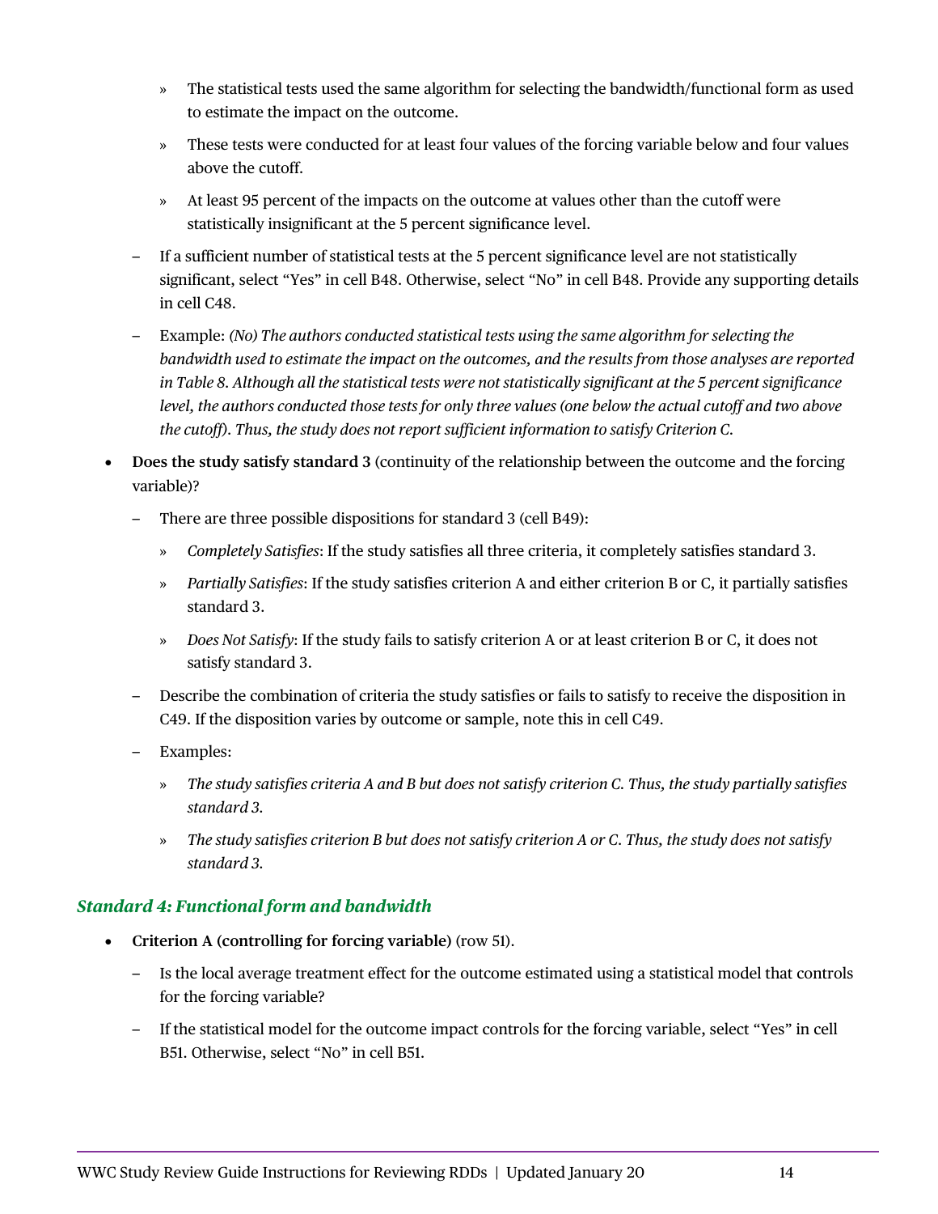- » The statistical tests used the same algorithm for selecting the bandwidth/functional form as used to estimate the impact on the outcome.
    - » These tests were conducted for at least four values of the forcing variable below and four values above the cutoff.
    - » At least 95 percent of the impacts on the outcome at values other than the cutoff were statistically insignificant at the 5 percent significance level.
  - If a sufficient number of statistical tests at the 5 percent significance level are not statistically significant, select "Yes" in cell B48. Otherwise, select "No" in cell B48. Provide any supporting details in cell C48.
  - Example: *(No) The authors conducted statistical tests using the same algorithm for selecting the bandwidth used to estimate the impact on the outcomes, and the results from those analyses are reported in Table 8. Although all the statistical tests were not statistically significant at the 5 percent significance level, the authors conducted those tests for only three values (one below the actual cutoff and two above the cutoff). Thus, the study does not report sufficient information to satisfy Criterion C.*

- **Does the study satisfy standard 3** (continuity of the relationship between the outcome and the forcing variable)?
  - There are three possible dispositions for standard 3 (cell B49):
    - » *Completely Satisfies*: If the study satisfies all three criteria, it completely satisfies standard 3.
    - » *Partially Satisfies*: If the study satisfies criterion A and either criterion B or C, it partially satisfies standard 3.
    - » *Does Not Satisfy*: If the study fails to satisfy criterion A or at least criterion B or C, it does not satisfy standard 3.
  - Describe the combination of criteria the study satisfies or fails to satisfy to receive the disposition in C49. If the disposition varies by outcome or sample, note this in cell C49.
  - Examples:
    - » *The study satisfies criteria A and B but does not satisfy criterion C. Thus, the study partially satisfies standard 3.*
    - » *The study satisfies criterion B but does not satisfy criterion A or C. Thus, the study does not satisfy standard 3.*

### *Standard 4: Functional form and bandwidth*

- **Criterion A (controlling for forcing variable)** (row 51).
  - Is the local average treatment effect for the outcome estimated using a statistical model that controls for the forcing variable?
  - If the statistical model for the outcome impact controls for the forcing variable, select "Yes" in cell B51. Otherwise, select "No" in cell B51.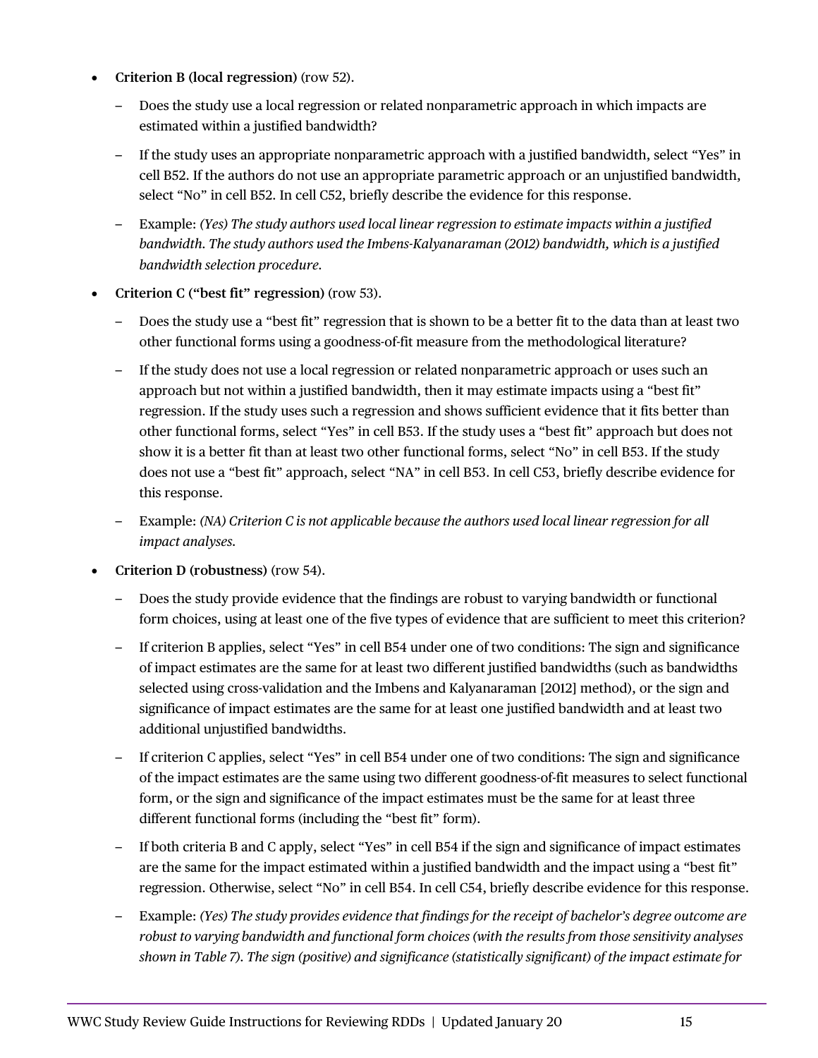- **Criterion B (local regression)** (row 52).
  - Does the study use a local regression or related nonparametric approach in which impacts are estimated within a justified bandwidth?
  - If the study uses an appropriate nonparametric approach with a justified bandwidth, select "Yes" in cell B52. If the authors do not use an appropriate parametric approach or an unjustified bandwidth, select "No" in cell B52. In cell C52, briefly describe the evidence for this response.
  - Example: *(Yes) The study authors used local linear regression to estimate impacts within a justified bandwidth. The study authors used the Imbens-Kalyanaraman (2012) bandwidth, which is a justified bandwidth selection procedure.*
- **Criterion C ("best fit" regression)** (row 53).
  - Does the study use a "best fit" regression that is shown to be a better fit to the data than at least two other functional forms using a goodness-of-fit measure from the methodological literature?
  - If the study does not use a local regression or related nonparametric approach or uses such an approach but not within a justified bandwidth, then it may estimate impacts using a "best fit" regression. If the study uses such a regression and shows sufficient evidence that it fits better than other functional forms, select "Yes" in cell B53. If the study uses a "best fit" approach but does not show it is a better fit than at least two other functional forms, select "No" in cell B53. If the study does not use a "best fit" approach, select "NA" in cell B53. In cell C53, briefly describe evidence for this response.
  - Example: *(NA) Criterion C is not applicable because the authors used local linear regression for all impact analyses.*
- **Criterion D (robustness)** (row 54).
  - Does the study provide evidence that the findings are robust to varying bandwidth or functional form choices, using at least one of the five types of evidence that are sufficient to meet this criterion?
  - If criterion B applies, select "Yes" in cell B54 under one of two conditions: The sign and significance of impact estimates are the same for at least two different justified bandwidths (such as bandwidths selected using cross-validation and the Imbens and Kalyanaraman [2012] method), or the sign and significance of impact estimates are the same for at least one justified bandwidth and at least two additional unjustified bandwidths.
  - If criterion C applies, select "Yes" in cell B54 under one of two conditions: The sign and significance of the impact estimates are the same using two different goodness-of-fit measures to select functional form, or the sign and significance of the impact estimates must be the same for at least three different functional forms (including the "best fit" form).
  - If both criteria B and C apply, select "Yes" in cell B54 if the sign and significance of impact estimates are the same for the impact estimated within a justified bandwidth and the impact using a "best fit" regression. Otherwise, select "No" in cell B54. In cell C54, briefly describe evidence for this response.
  - Example: *(Yes) The study provides evidence that findings for the receipt of bachelor's degree outcome are robust to varying bandwidth and functional form choices (with the results from those sensitivity analyses shown in Table 7). The sign (positive) and significance (statistically significant) of the impact estimate for*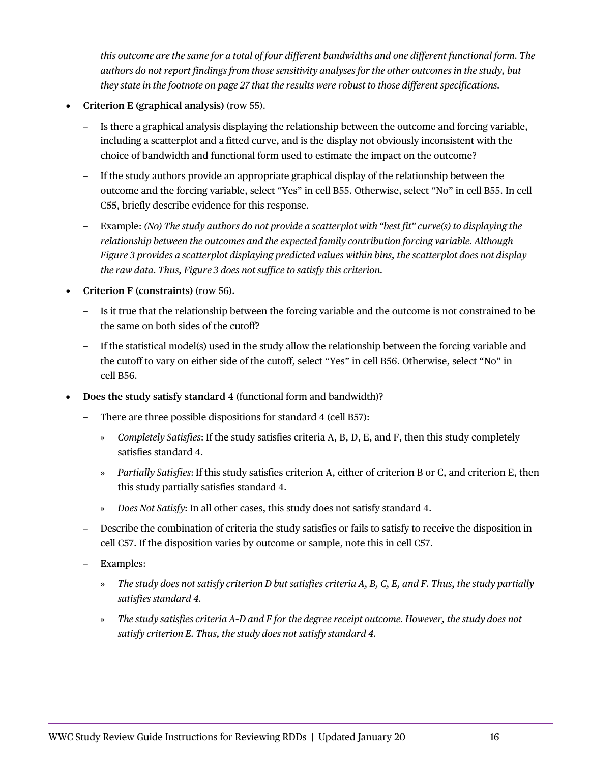*this outcome are the same for a total of four different bandwidths and one different functional form. The authors do not report findings from those sensitivity analyses for the other outcomes in the study, but they state in the footnote on page 27 that the results were robust to those different specifications.*

- **Criterion E (graphical analysis)** (row 55).
  - Is there a graphical analysis displaying the relationship between the outcome and forcing variable, including a scatterplot and a fitted curve, and is the display not obviously inconsistent with the choice of bandwidth and functional form used to estimate the impact on the outcome?
  - If the study authors provide an appropriate graphical display of the relationship between the outcome and the forcing variable, select "Yes" in cell B55. Otherwise, select "No" in cell B55. In cell C55, briefly describe evidence for this response.
  - Example: *(No) The study authors do not provide a scatterplot with "best fit" curve(s) to displaying the relationship between the outcomes and the expected family contribution forcing variable. Although Figure 3 provides a scatterplot displaying predicted values within bins, the scatterplot does not display the raw data. Thus, Figure 3 does not suffice to satisfy this criterion.*
- **Criterion F (constraints)** (row 56).
  - Is it true that the relationship between the forcing variable and the outcome is not constrained to be the same on both sides of the cutoff?
  - If the statistical model(s) used in the study allow the relationship between the forcing variable and the cutoff to vary on either side of the cutoff, select "Yes" in cell B56. Otherwise, select "No" in cell B56.
- **Does the study satisfy standard 4** (functional form and bandwidth)?
  - There are three possible dispositions for standard 4 (cell B57):
    - *Completely Satisfies*: If the study satisfies criteria A, B, D, E, and F, then this study completely satisfies standard 4.
    - *Partially Satisfies*: If this study satisfies criterion A, either of criterion B or C, and criterion E, then this study partially satisfies standard 4.
    - *Does Not Satisfy*: In all other cases, this study does not satisfy standard 4.
  - Describe the combination of criteria the study satisfies or fails to satisfy to receive the disposition in cell C57. If the disposition varies by outcome or sample, note this in cell C57.
  - Examples:
    - *The study does not satisfy criterion D but satisfies criteria A, B, C, E, and F. Thus, the study partially satisfies standard 4.*
    - *The study satisfies criteria A–D and F for the degree receipt outcome. However, the study does not satisfy criterion E. Thus, the study does not satisfy standard 4.*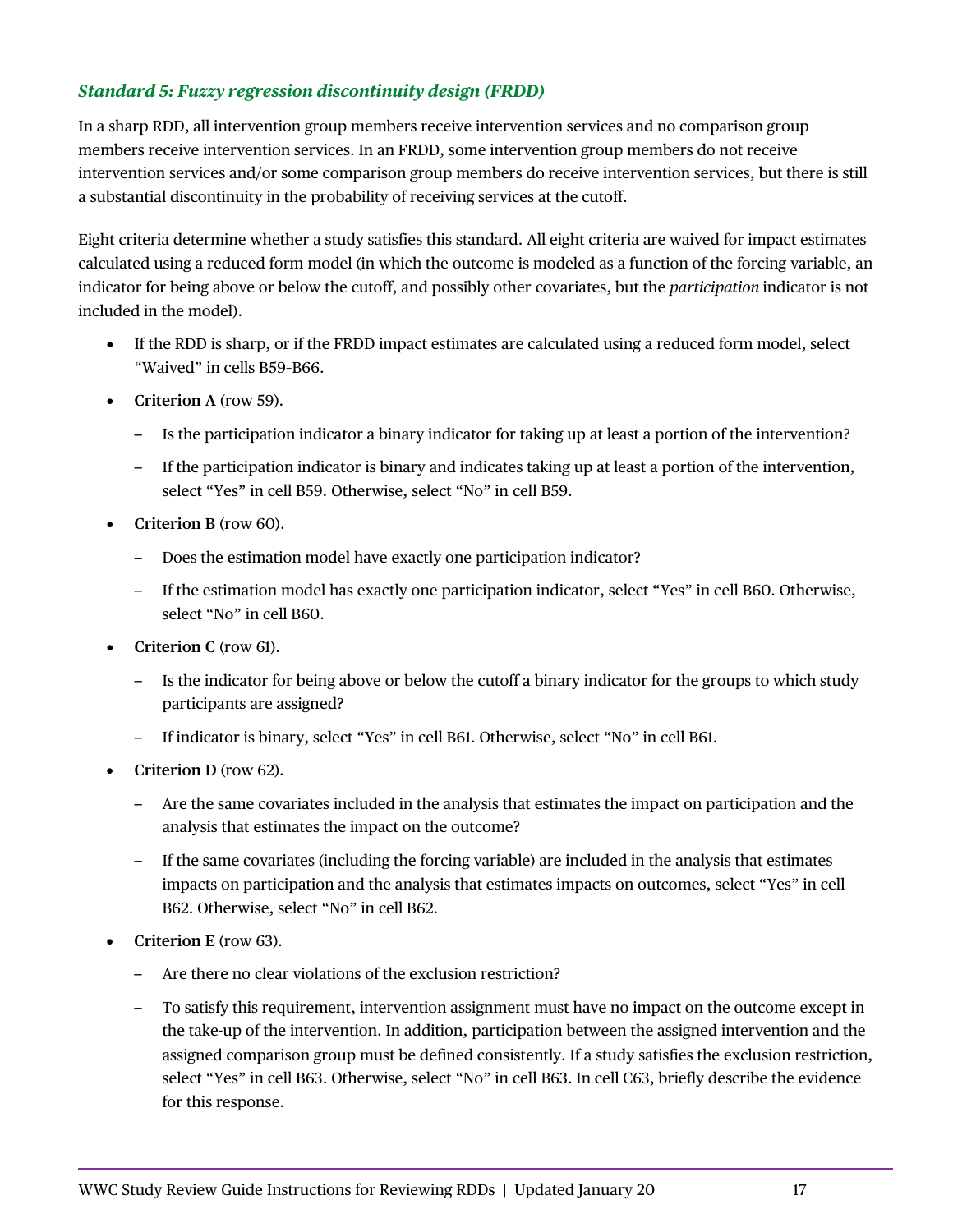### *Standard 5: Fuzzy regression discontinuity design (FRDD)*

In a sharp RDD, all intervention group members receive intervention services and no comparison group members receive intervention services. In an FRDD, some intervention group members do not receive intervention services and/or some comparison group members do receive intervention services, but there is still a substantial discontinuity in the probability of receiving services at the cutoff.

Eight criteria determine whether a study satisfies this standard. All eight criteria are waived for impact estimates calculated using a reduced form model (in which the outcome is modeled as a function of the forcing variable, an indicator for being above or below the cutoff, and possibly other covariates, but the *participation* indicator is not included in the model).

- If the RDD is sharp, or if the FRDD impact estimates are calculated using a reduced form model, select "Waived" in cells B59-B66.
- **Criterion A** (row 59).
  - Is the participation indicator a binary indicator for taking up at least a portion of the intervention?
  - If the participation indicator is binary and indicates taking up at least a portion of the intervention, select "Yes" in cell B59. Otherwise, select "No" in cell B59.
- **Criterion B** (row 60).
  - Does the estimation model have exactly one participation indicator?
  - If the estimation model has exactly one participation indicator, select "Yes" in cell B60. Otherwise, select "No" in cell B60.
- **Criterion C** (row 61).
  - Is the indicator for being above or below the cutoff a binary indicator for the groups to which study participants are assigned?
  - If indicator is binary, select "Yes" in cell B61. Otherwise, select "No" in cell B61.
- **Criterion D** (row 62).
  - Are the same covariates included in the analysis that estimates the impact on participation and the analysis that estimates the impact on the outcome?
  - If the same covariates (including the forcing variable) are included in the analysis that estimates impacts on participation and the analysis that estimates impacts on outcomes, select "Yes" in cell B62. Otherwise, select "No" in cell B62.
- **Criterion E** (row 63).
  - Are there no clear violations of the exclusion restriction?
  - To satisfy this requirement, intervention assignment must have no impact on the outcome except in the take-up of the intervention. In addition, participation between the assigned intervention and the assigned comparison group must be defined consistently. If a study satisfies the exclusion restriction, select "Yes" in cell B63. Otherwise, select "No" in cell B63. In cell C63, briefly describe the evidence for this response.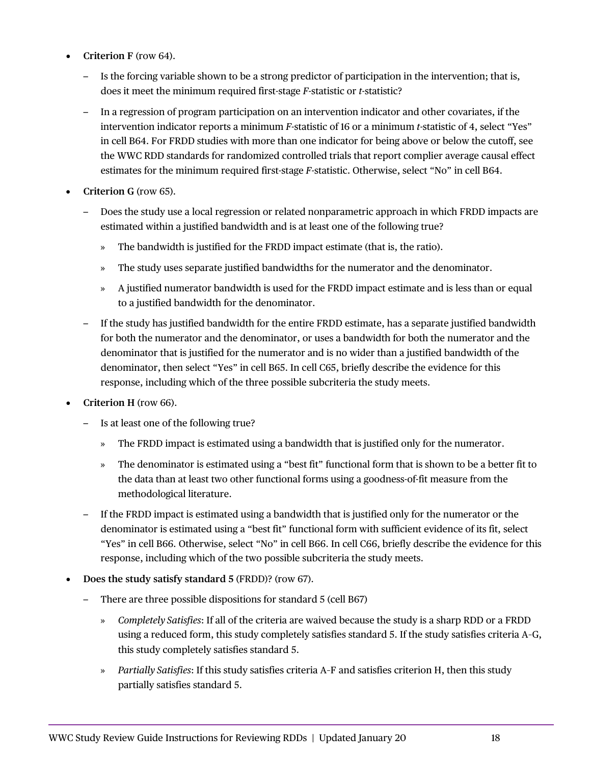- **Criterion F** (row 64).
  - Is the forcing variable shown to be a strong predictor of participation in the intervention; that is, does it meet the minimum required first-stage *F*-statistic or *t*-statistic?
  - In a regression of program participation on an intervention indicator and other covariates, if the intervention indicator reports a minimum *F*-statistic of 16 or a minimum *t*-statistic of 4, select "Yes" in cell B64. For FRDD studies with more than one indicator for being above or below the cutoff, see the WWC RDD standards for randomized controlled trials that report complier average causal effect estimates for the minimum required first-stage *F*-statistic. Otherwise, select "No" in cell B64.
- **Criterion G** (row 65).
  - Does the study use a local regression or related nonparametric approach in which FRDD impacts are estimated within a justified bandwidth and is at least one of the following true?
    - The bandwidth is justified for the FRDD impact estimate (that is, the ratio).
    - The study uses separate justified bandwidths for the numerator and the denominator.
    - A justified numerator bandwidth is used for the FRDD impact estimate and is less than or equal to a justified bandwidth for the denominator.
  - If the study has justified bandwidth for the entire FRDD estimate, has a separate justified bandwidth for both the numerator and the denominator, or uses a bandwidth for both the numerator and the denominator that is justified for the numerator and is no wider than a justified bandwidth of the denominator, then select "Yes" in cell B65. In cell C65, briefly describe the evidence for this response, including which of the three possible subcriteria the study meets.
- **Criterion H** (row 66).
  - Is at least one of the following true?
    - The FRDD impact is estimated using a bandwidth that is justified only for the numerator.
    - The denominator is estimated using a "best fit" functional form that is shown to be a better fit to the data than at least two other functional forms using a goodness-of-fit measure from the methodological literature.
  - If the FRDD impact is estimated using a bandwidth that is justified only for the numerator or the denominator is estimated using a "best fit" functional form with sufficient evidence of its fit, select "Yes" in cell B66. Otherwise, select "No" in cell B66. In cell C66, briefly describe the evidence for this response, including which of the two possible subcriteria the study meets.
- **Does the study satisfy standard 5** (FRDD)? (row 67).
  - There are three possible dispositions for standard 5 (cell B67)
    - *Completely Satisfies*: If all of the criteria are waived because the study is a sharp RDD or a FRDD using a reduced form, this study completely satisfies standard 5. If the study satisfies criteria A–G, this study completely satisfies standard 5.
    - *Partially Satisfies*: If this study satisfies criteria A–F and satisfies criterion H, then this study partially satisfies standard 5.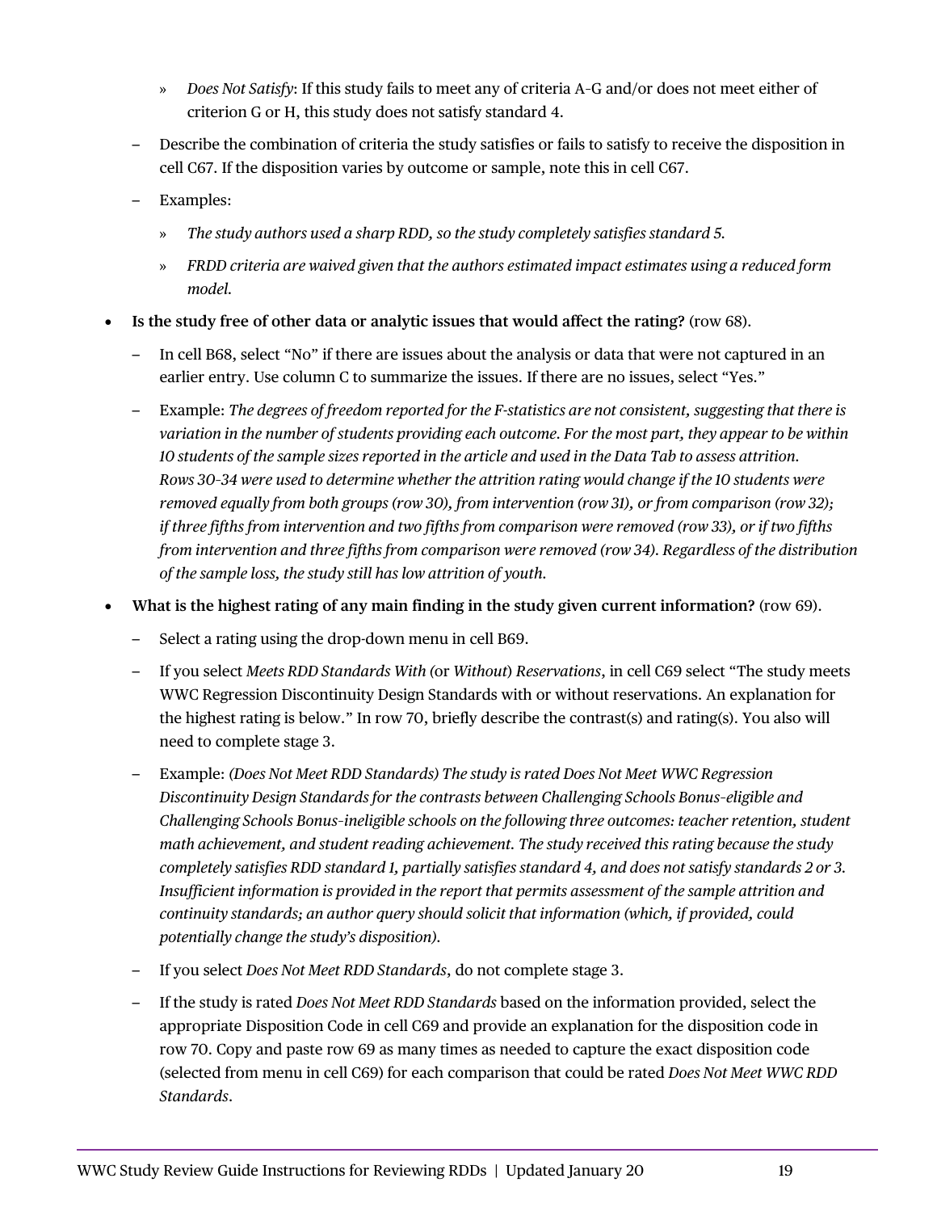- » *Does Not Satisfy*: If this study fails to meet any of criteria A–G and/or does not meet either of criterion G or H, this study does not satisfy standard 4.
  - Describe the combination of criteria the study satisfies or fails to satisfy to receive the disposition in cell C67. If the disposition varies by outcome or sample, note this in cell C67.
  - Examples:
    - » *The study authors used a sharp RDD, so the study completely satisfies standard 5.*
    - » *FRDD criteria are waived given that the authors estimated impact estimates using a reduced form model.*

- **Is the study free of other data or analytic issues that would affect the rating?** (row 68).
  - In cell B68, select "No" if there are issues about the analysis or data that were not captured in an earlier entry. Use column C to summarize the issues. If there are no issues, select "Yes."
  - Example: *The degrees of freedom reported for the F-statistics are not consistent, suggesting that there is variation in the number of students providing each outcome. For the most part, they appear to be within 10 students of the sample sizes reported in the article and used in the Data Tab to assess attrition. Rows 30–34 were used to determine whether the attrition rating would change if the 10 students were removed equally from both groups (row 30), from intervention (row 31), or from comparison (row 32); if three fifths from intervention and two fifths from comparison were removed (row 33), or if two fifths from intervention and three fifths from comparison were removed (row 34). Regardless of the distribution of the sample loss, the study still has low attrition of youth.*

- **What is the highest rating of any main finding in the study given current information?** (row 69).
  - Select a rating using the drop-down menu in cell B69.
  - If you select *Meets RDD Standards With (*or *Without) Reservations*, in cell C69 select "The study meets WWC Regression Discontinuity Design Standards with or without reservations. An explanation for the highest rating is below." In row 70, briefly describe the contrast(s) and rating(s). You also will need to complete stage 3.
  - Example: *(Does Not Meet RDD Standards) The study is rated Does Not Meet WWC Regression Discontinuity Design Standards for the contrasts between Challenging Schools Bonus-eligible and Challenging Schools Bonus-ineligible schools on the following three outcomes: teacher retention, student math achievement, and student reading achievement. The study received this rating because the study completely satisfies RDD standard 1, partially satisfies standard 4, and does not satisfy standards 2 or 3. Insufficient information is provided in the report that permits assessment of the sample attrition and continuity standards; an author query should solicit that information (which, if provided, could potentially change the study's disposition).*
  - If you select *Does Not Meet RDD Standards*, do not complete stage 3.
  - If the study is rated *Does Not Meet RDD Standards* based on the information provided, select the appropriate Disposition Code in cell C69 and provide an explanation for the disposition code in row 70. Copy and paste row 69 as many times as needed to capture the exact disposition code (selected from menu in cell C69) for each comparison that could be rated *Does Not Meet WWC RDD Standards*.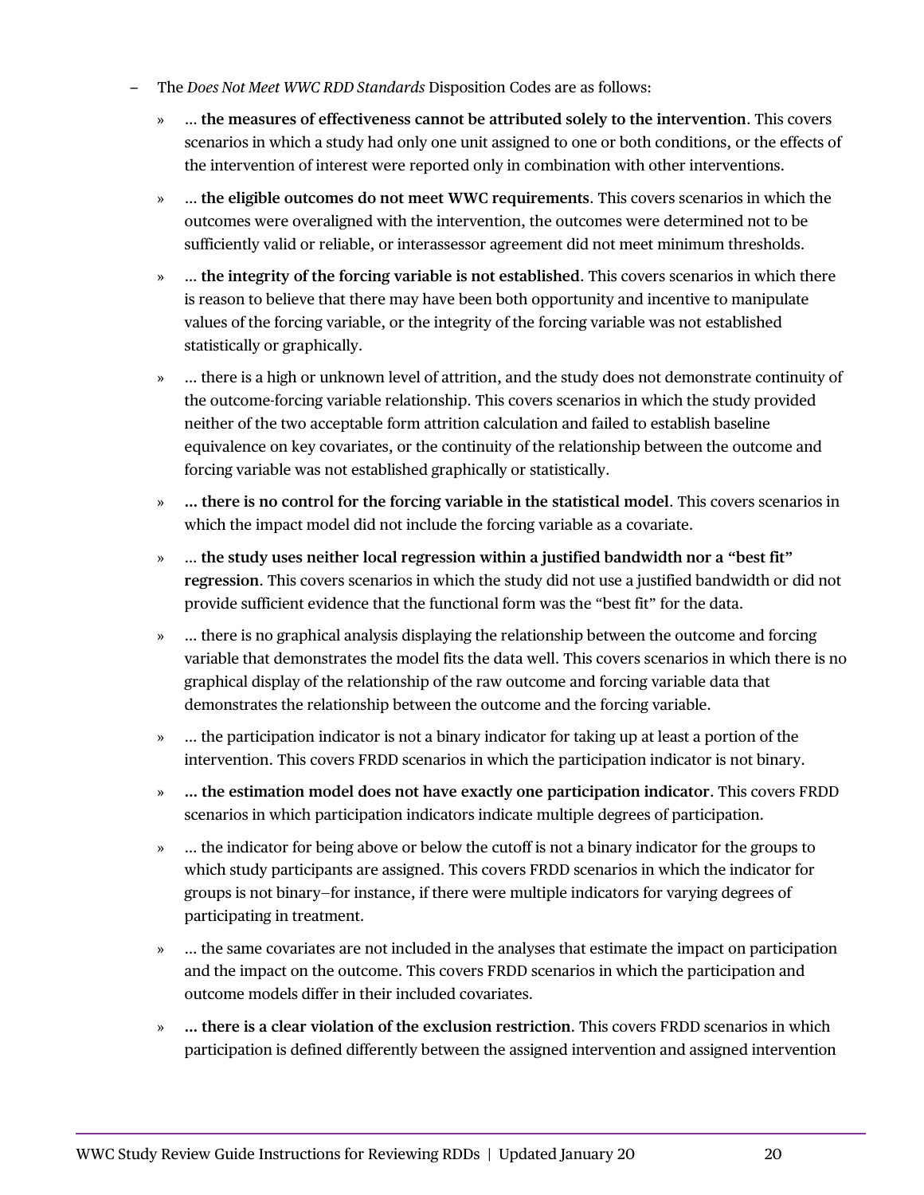- The *Does Not Meet WWC RDD Standards* Disposition Codes are as follows:
  - … **the measures of effectiveness cannot be attributed solely to the intervention**. This covers scenarios in which a study had only one unit assigned to one or both conditions, or the effects of the intervention of interest were reported only in combination with other interventions.
  - … **the eligible outcomes do not meet WWC requirements**. This covers scenarios in which the outcomes were overaligned with the intervention, the outcomes were determined not to be sufficiently valid or reliable, or interassessor agreement did not meet minimum thresholds.
  - … **the integrity of the forcing variable is not established**. This covers scenarios in which there is reason to believe that there may have been both opportunity and incentive to manipulate values of the forcing variable, or the integrity of the forcing variable was not established statistically or graphically.
  - … there is a high or unknown level of attrition, and the study does not demonstrate continuity of the outcome-forcing variable relationship. This covers scenarios in which the study provided neither of the two acceptable form attrition calculation and failed to establish baseline equivalence on key covariates, or the continuity of the relationship between the outcome and forcing variable was not established graphically or statistically.
  - **… there is no control for the forcing variable in the statistical model**. This covers scenarios in which the impact model did not include the forcing variable as a covariate.
  - … **the study uses neither local regression within a justified bandwidth nor a "best fit" regression**. This covers scenarios in which the study did not use a justified bandwidth or did not provide sufficient evidence that the functional form was the "best fit" for the data.
  - … there is no graphical analysis displaying the relationship between the outcome and forcing variable that demonstrates the model fits the data well. This covers scenarios in which there is no graphical display of the relationship of the raw outcome and forcing variable data that demonstrates the relationship between the outcome and the forcing variable.
  - … the participation indicator is not a binary indicator for taking up at least a portion of the intervention. This covers FRDD scenarios in which the participation indicator is not binary.
  - **… the estimation model does not have exactly one participation indicator**. This covers FRDD scenarios in which participation indicators indicate multiple degrees of participation.
  - … the indicator for being above or below the cutoff is not a binary indicator for the groups to which study participants are assigned. This covers FRDD scenarios in which the indicator for groups is not binary—for instance, if there were multiple indicators for varying degrees of participating in treatment.
  - … the same covariates are not included in the analyses that estimate the impact on participation and the impact on the outcome. This covers FRDD scenarios in which the participation and outcome models differ in their included covariates.
  - **… there is a clear violation of the exclusion restriction**. This covers FRDD scenarios in which participation is defined differently between the assigned intervention and assigned intervention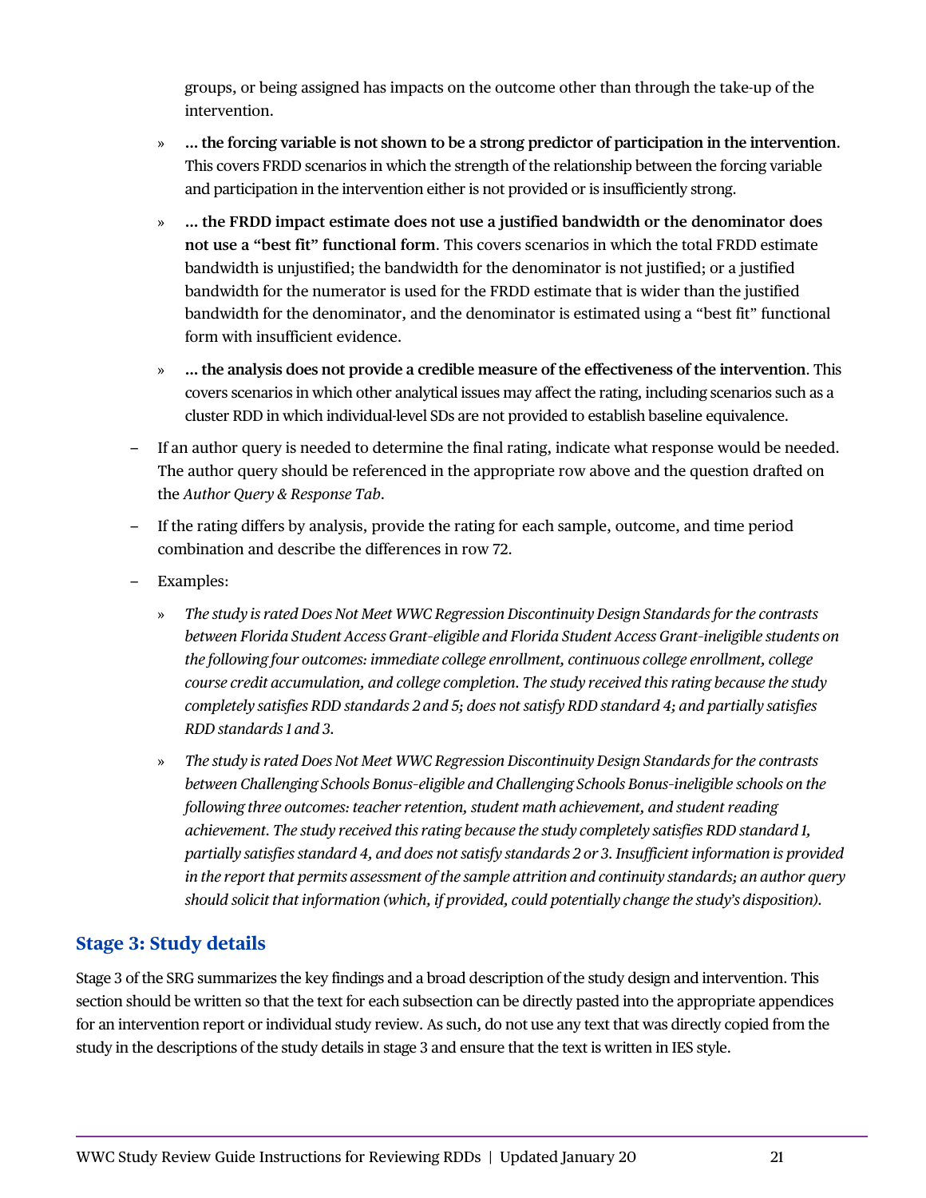groups, or being assigned has impacts on the outcome other than through the take-up of the intervention.

   » **… the forcing variable is not shown to be a strong predictor of participation in the intervention**. This covers FRDD scenarios in which the strength of the relationship between the forcing variable and participation in the intervention either is not provided or is insufficiently strong.

   » **… the FRDD impact estimate does not use a justified bandwidth or the denominator does not use a "best fit" functional form**. This covers scenarios in which the total FRDD estimate bandwidth is unjustified; the bandwidth for the denominator is not justified; or a justified bandwidth for the numerator is used for the FRDD estimate that is wider than the justified bandwidth for the denominator, and the denominator is estimated using a "best fit" functional form with insufficient evidence.

   » **… the analysis does not provide a credible measure of the effectiveness of the intervention**. This covers scenarios in which other analytical issues may affect the rating, including scenarios such as a cluster RDD in which individual-level SDs are not provided to establish baseline equivalence.

– If an author query is needed to determine the final rating, indicate what response would be needed. The author query should be referenced in the appropriate row above and the question drafted on the *Author Query & Response Tab*.

– If the rating differs by analysis, provide the rating for each sample, outcome, and time period combination and describe the differences in row 72.

– Examples:

   » *The study is rated Does Not Meet WWC Regression Discontinuity Design Standards for the contrasts between Florida Student Access Grant-eligible and Florida Student Access Grant-ineligible students on the following four outcomes: immediate college enrollment, continuous college enrollment, college course credit accumulation, and college completion. The study received this rating because the study completely satisfies RDD standards 2 and 5; does not satisfy RDD standard 4; and partially satisfies RDD standards 1 and 3.*

   » *The study is rated Does Not Meet WWC Regression Discontinuity Design Standards for the contrasts between Challenging Schools Bonus-eligible and Challenging Schools Bonus-ineligible schools on the following three outcomes: teacher retention, student math achievement, and student reading achievement. The study received this rating because the study completely satisfies RDD standard 1, partially satisfies standard 4, and does not satisfy standards 2 or 3. Insufficient information is provided in the report that permits assessment of the sample attrition and continuity standards; an author query should solicit that information (which, if provided, could potentially change the study's disposition).*

## Stage 3: Study details

Stage 3 of the SRG summarizes the key findings and a broad description of the study design and intervention. This section should be written so that the text for each subsection can be directly pasted into the appropriate appendices for an intervention report or individual study review. As such, do not use any text that was directly copied from the study in the descriptions of the study details in stage 3 and ensure that the text is written in IES style.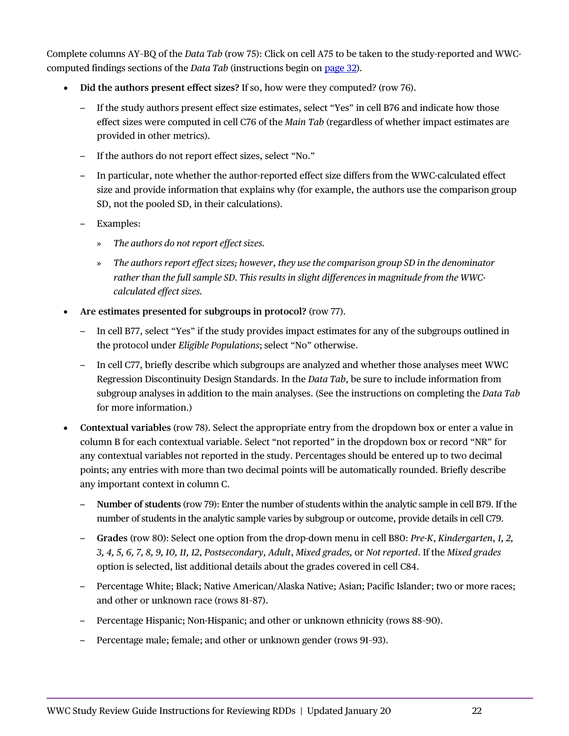Complete columns AY-BQ of the *Data Tab* (row 75): Click on cell A75 to be taken to the study-reported and WWC-computed findings sections of the *Data Tab* (instructions begin on page 32).

- **Did the authors present effect sizes?** If so, how were they computed? (row 76).
  - If the study authors present effect size estimates, select "Yes" in cell B76 and indicate how those effect sizes were computed in cell C76 of the *Main Tab* (regardless of whether impact estimates are provided in other metrics).
  - If the authors do not report effect sizes, select "No."
  - In particular, note whether the author-reported effect size differs from the WWC-calculated effect size and provide information that explains why (for example, the authors use the comparison group SD, not the pooled SD, in their calculations).
  - Examples:
    - *The authors do not report effect sizes.*
    - *The authors report effect sizes; however, they use the comparison group SD in the denominator rather than the full sample SD. This results in slight differences in magnitude from the WWC-calculated effect sizes.*
- **Are estimates presented for subgroups in protocol?** (row 77).
  - In cell B77, select "Yes" if the study provides impact estimates for any of the subgroups outlined in the protocol under *Eligible Populations*; select "No" otherwise.
  - In cell C77, briefly describe which subgroups are analyzed and whether those analyses meet WWC Regression Discontinuity Design Standards. In the *Data Tab*, be sure to include information from subgroup analyses in addition to the main analyses. (See the instructions on completing the *Data Tab* for more information.)
- **Contextual variables** (row 78). Select the appropriate entry from the dropdown box or enter a value in column B for each contextual variable. Select "not reported" in the dropdown box or record "NR" for any contextual variables not reported in the study. Percentages should be entered up to two decimal points; any entries with more than two decimal points will be automatically rounded. Briefly describe any important context in column C.
  - **Number of students** (row 79): Enter the number of students within the analytic sample in cell B79. If the number of students in the analytic sample varies by subgroup or outcome, provide details in cell C79.
  - **Grades** (row 80): Select one option from the drop-down menu in cell B80: *Pre-K*, *Kindergarten*, *1, 2, 3, 4, 5, 6, 7, 8, 9, 10, 11, 12*, *Postsecondary*, *Adult*, *Mixed grades,* or *Not reported*. If the *Mixed grades* option is selected, list additional details about the grades covered in cell C84.
  - Percentage White; Black; Native American/Alaska Native; Asian; Pacific Islander; two or more races; and other or unknown race (rows 81-87).
  - Percentage Hispanic; Non-Hispanic; and other or unknown ethnicity (rows 88-90).
  - Percentage male; female; and other or unknown gender (rows 91-93).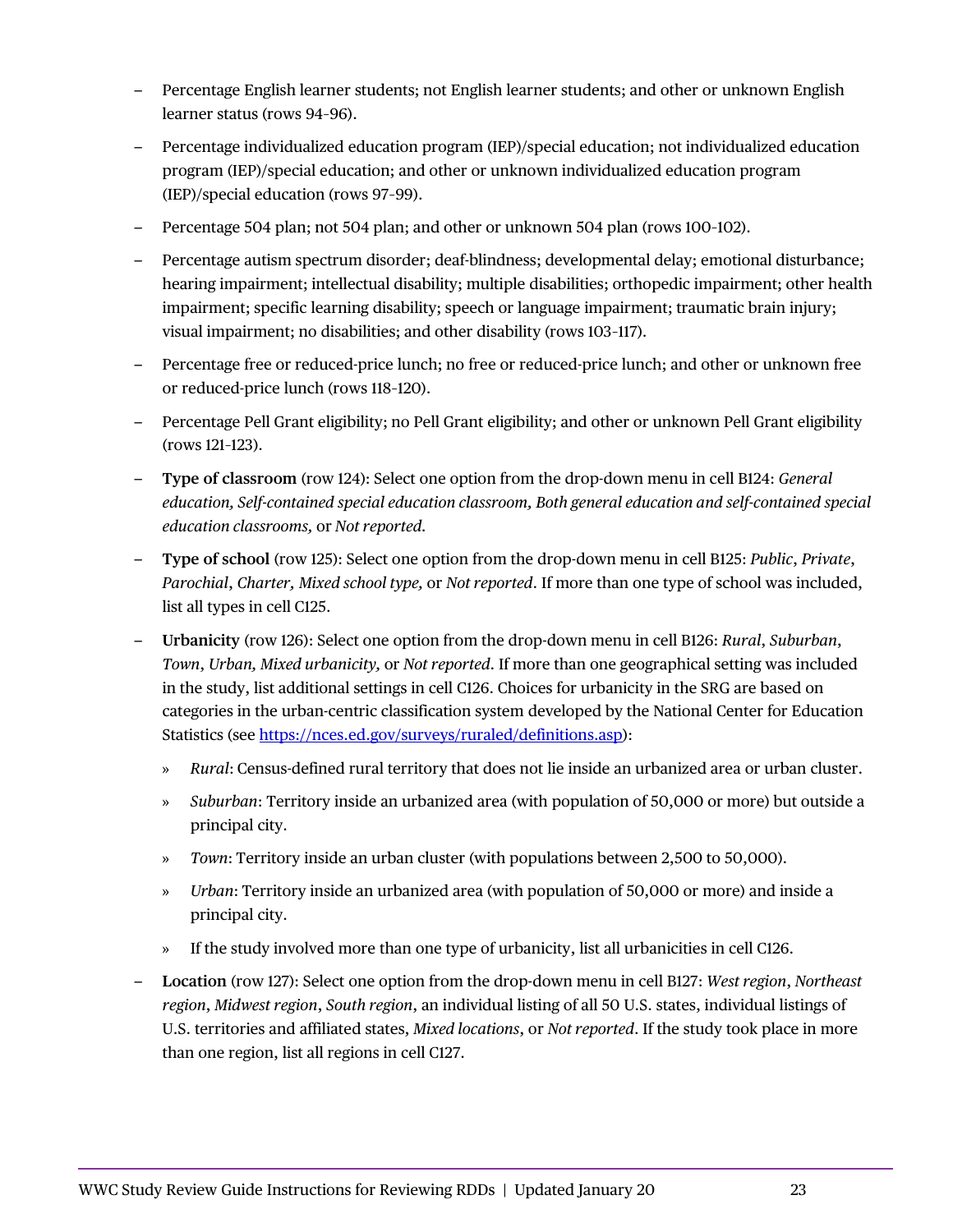- Percentage English learner students; not English learner students; and other or unknown English learner status (rows 94–96).
- Percentage individualized education program (IEP)/special education; not individualized education program (IEP)/special education; and other or unknown individualized education program (IEP)/special education (rows 97–99).
- Percentage 504 plan; not 504 plan; and other or unknown 504 plan (rows 100–102).
- Percentage autism spectrum disorder; deaf-blindness; developmental delay; emotional disturbance; hearing impairment; intellectual disability; multiple disabilities; orthopedic impairment; other health impairment; specific learning disability; speech or language impairment; traumatic brain injury; visual impairment; no disabilities; and other disability (rows 103–117).
- Percentage free or reduced-price lunch; no free or reduced-price lunch; and other or unknown free or reduced-price lunch (rows 118–120).
- Percentage Pell Grant eligibility; no Pell Grant eligibility; and other or unknown Pell Grant eligibility (rows 121–123).
- **Type of classroom** (row 124): Select one option from the drop-down menu in cell B124: *General education, Self-contained special education classroom, Both general education and self-contained special education classrooms,* or *Not reported.*
- **Type of school** (row 125): Select one option from the drop-down menu in cell B125: *Public*, *Private*, *Parochial*, *Charter, Mixed school type,* or *Not reported*. If more than one type of school was included, list all types in cell C125.
- **Urbanicity** (row 126): Select one option from the drop-down menu in cell B126: *Rural*, *Suburban*, *Town*, *Urban, Mixed urbanicity,* or *Not reported*. If more than one geographical setting was included in the study, list additional settings in cell C126. Choices for urbanicity in the SRG are based on categories in the urban-centric classification system developed by the National Center for Education Statistics (see [https://nces.ed.gov/surveys/ruraled/definitions.asp](https://nces.ed.gov/surveys/ruraled/definitions.asp)):
  - *Rural*: Census-defined rural territory that does not lie inside an urbanized area or urban cluster.
  - *Suburban*: Territory inside an urbanized area (with population of 50,000 or more) but outside a principal city.
  - *Town*: Territory inside an urban cluster (with populations between 2,500 to 50,000).
  - *Urban*: Territory inside an urbanized area (with population of 50,000 or more) and inside a principal city.
  - If the study involved more than one type of urbanicity, list all urbanicities in cell C126.
- **Location** (row 127): Select one option from the drop-down menu in cell B127: *West region*, *Northeast region*, *Midwest region*, *South region*, an individual listing of all 50 U.S. states, individual listings of U.S. territories and affiliated states, *Mixed locations*, or *Not reported*. If the study took place in more than one region, list all regions in cell C127.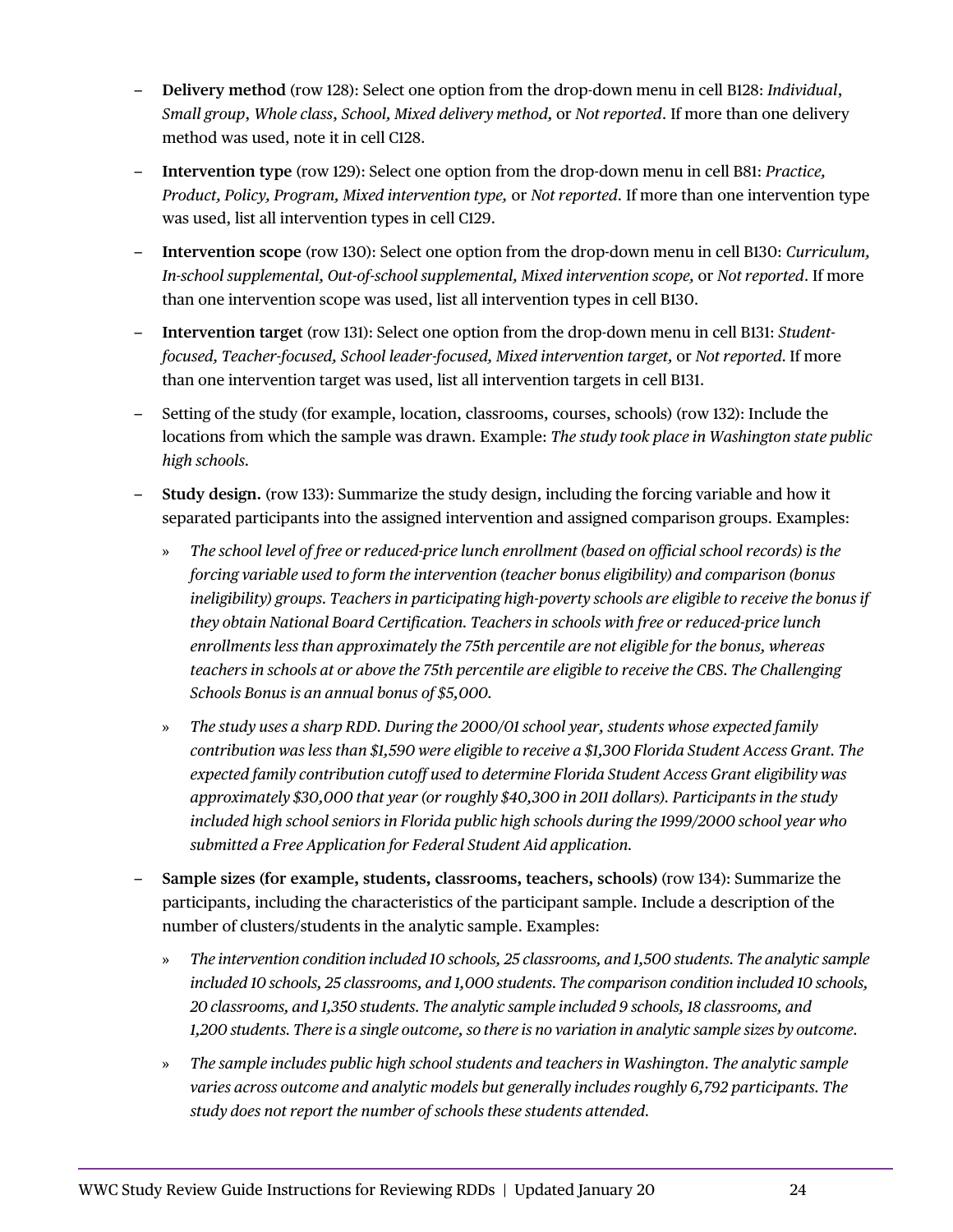- **Delivery method** (row 128): Select one option from the drop-down menu in cell B128: *Individual*, *Small group*, *Whole class*, *School, Mixed delivery method,* or *Not reported*. If more than one delivery method was used, note it in cell C128.
- **Intervention type** (row 129): Select one option from the drop-down menu in cell B81: *Practice, Product, Policy, Program, Mixed intervention type,* or *Not reported*. If more than one intervention type was used, list all intervention types in cell C129.
- **Intervention scope** (row 130): Select one option from the drop-down menu in cell B130: *Curriculum, In-school supplemental, Out-of-school supplemental, Mixed intervention scope,* or *Not reported*. If more than one intervention scope was used, list all intervention types in cell B130.
- **Intervention target** (row 131): Select one option from the drop-down menu in cell B131: *Student-focused, Teacher-focused, School leader-focused, Mixed intervention target,* or *Not reported*. If more than one intervention target was used, list all intervention targets in cell B131.
- Setting of the study (for example, location, classrooms, courses, schools) (row 132): Include the locations from which the sample was drawn. Example: *The study took place in Washington state public high schools.*
- **Study design.** (row 133): Summarize the study design, including the forcing variable and how it separated participants into the assigned intervention and assigned comparison groups. Examples:
  - *The school level of free or reduced-price lunch enrollment (based on official school records) is the forcing variable used to form the intervention (teacher bonus eligibility) and comparison (bonus ineligibility) groups. Teachers in participating high-poverty schools are eligible to receive the bonus if they obtain National Board Certification. Teachers in schools with free or reduced-price lunch enrollments less than approximately the 75th percentile are not eligible for the bonus, whereas teachers in schools at or above the 75th percentile are eligible to receive the CBS. The Challenging Schools Bonus is an annual bonus of $5,000.*
  - *The study uses a sharp RDD. During the 2000/01 school year, students whose expected family contribution was less than $1,590 were eligible to receive a $1,300 Florida Student Access Grant. The expected family contribution cutoff used to determine Florida Student Access Grant eligibility was approximately $30,000 that year (or roughly $40,300 in 2011 dollars). Participants in the study included high school seniors in Florida public high schools during the 1999/2000 school year who submitted a Free Application for Federal Student Aid application.*
- **Sample sizes (for example, students, classrooms, teachers, schools)** (row 134): Summarize the participants, including the characteristics of the participant sample. Include a description of the number of clusters/students in the analytic sample. Examples:
  - *The intervention condition included 10 schools, 25 classrooms, and 1,500 students. The analytic sample included 10 schools, 25 classrooms, and 1,000 students. The comparison condition included 10 schools, 20 classrooms, and 1,350 students. The analytic sample included 9 schools, 18 classrooms, and 1,200 students. There is a single outcome, so there is no variation in analytic sample sizes by outcome.*
  - *The sample includes public high school students and teachers in Washington. The analytic sample varies across outcome and analytic models but generally includes roughly 6,792 participants. The study does not report the number of schools these students attended.*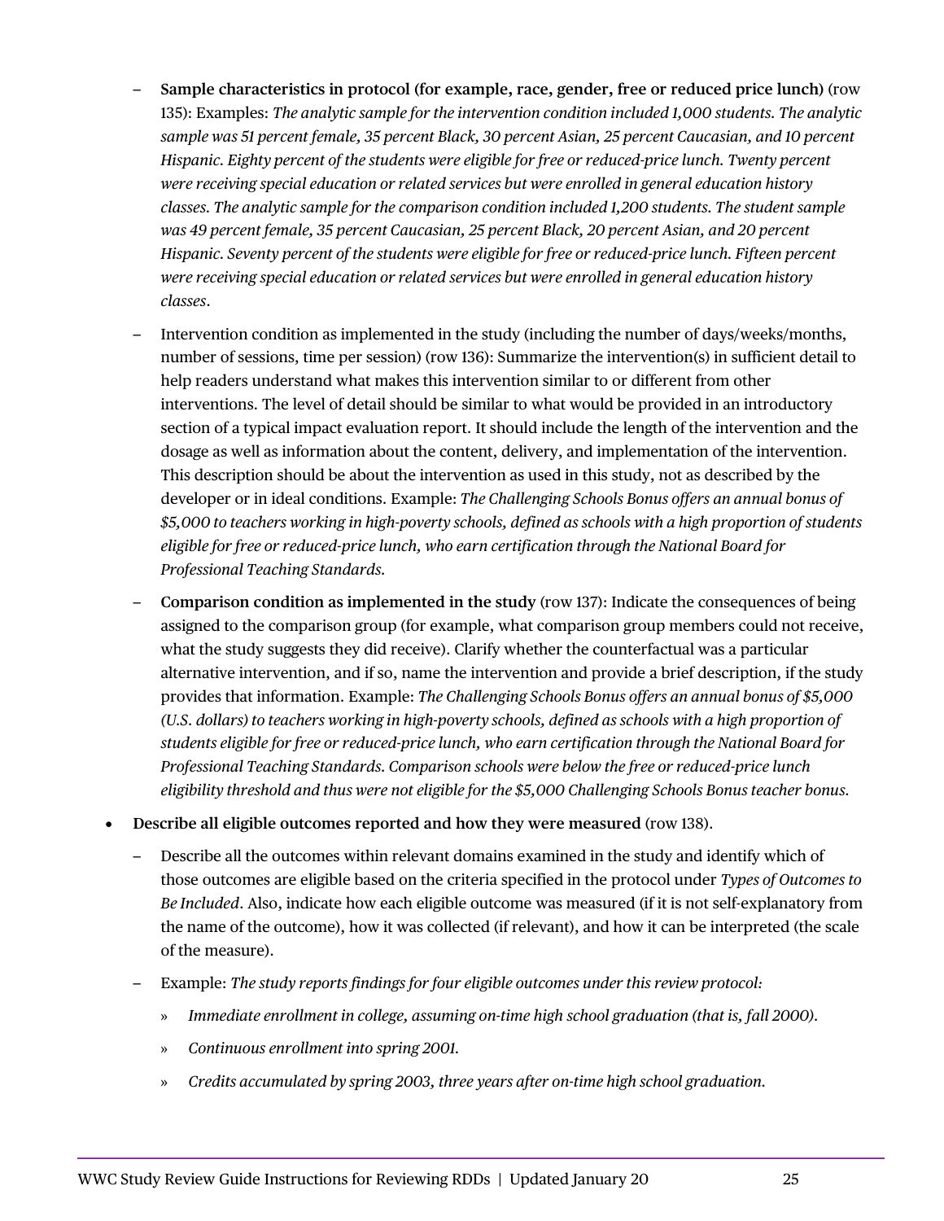- **Sample characteristics in protocol (for example, race, gender, free or reduced price lunch)** (row 135): Examples: *The analytic sample for the intervention condition included 1,000 students. The analytic sample was 51 percent female, 35 percent Black, 30 percent Asian, 25 percent Caucasian, and 10 percent Hispanic. Eighty percent of the students were eligible for free or reduced-price lunch. Twenty percent were receiving special education or related services but were enrolled in general education history classes. The analytic sample for the comparison condition included 1,200 students. The student sample was 49 percent female, 35 percent Caucasian, 25 percent Black, 20 percent Asian, and 20 percent Hispanic. Seventy percent of the students were eligible for free or reduced-price lunch. Fifteen percent were receiving special education or related services but were enrolled in general education history classes*.

- Intervention condition as implemented in the study (including the number of days/weeks/months, number of sessions, time per session) (row 136): Summarize the intervention(s) in sufficient detail to help readers understand what makes this intervention similar to or different from other interventions. The level of detail should be similar to what would be provided in an introductory section of a typical impact evaluation report. It should include the length of the intervention and the dosage as well as information about the content, delivery, and implementation of the intervention. This description should be about the intervention as used in this study, not as described by the developer or in ideal conditions. Example: *The Challenging Schools Bonus offers an annual bonus of $5,000 to teachers working in high-poverty schools, defined as schools with a high proportion of students eligible for free or reduced-price lunch, who earn certification through the National Board for Professional Teaching Standards.*

- **Comparison condition as implemented in the study** (row 137): Indicate the consequences of being assigned to the comparison group (for example, what comparison group members could not receive, what the study suggests they did receive). Clarify whether the counterfactual was a particular alternative intervention, and if so, name the intervention and provide a brief description, if the study provides that information. Example: *The Challenging Schools Bonus offers an annual bonus of $5,000 (U.S. dollars) to teachers working in high-poverty schools, defined as schools with a high proportion of students eligible for free or reduced-price lunch, who earn certification through the National Board for Professional Teaching Standards. Comparison schools were below the free or reduced-price lunch eligibility threshold and thus were not eligible for the $5,000 Challenging Schools Bonus teacher bonus.*

- **Describe all eligible outcomes reported and how they were measured** (row 138).

  - Describe all the outcomes within relevant domains examined in the study and identify which of those outcomes are eligible based on the criteria specified in the protocol under *Types of Outcomes to Be Included*. Also, indicate how each eligible outcome was measured (if it is not self-explanatory from the name of the outcome), how it was collected (if relevant), and how it can be interpreted (the scale of the measure).

  - Example: *The study reports findings for four eligible outcomes under this review protocol:*

    » *Immediate enrollment in college, assuming on-time high school graduation (that is, fall 2000).*

    » *Continuous enrollment into spring 2001.*

    » *Credits accumulated by spring 2003, three years after on-time high school graduation.*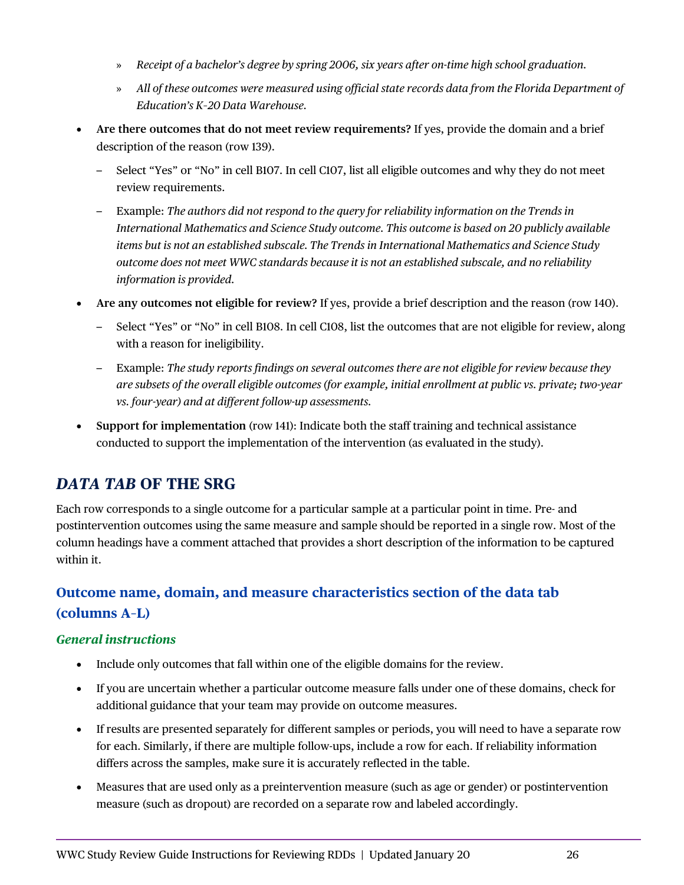- » *Receipt of a bachelor's degree by spring 2006, six years after on-time high school graduation.*
   - » *All of these outcomes were measured using official state records data from the Florida Department of Education's K-20 Data Warehouse.*

- **Are there outcomes that do not meet review requirements?** If yes, provide the domain and a brief description of the reason (row 139).
  - Select "Yes" or "No" in cell B107. In cell C107, list all eligible outcomes and why they do not meet review requirements.
  - Example: *The authors did not respond to the query for reliability information on the Trends in International Mathematics and Science Study outcome. This outcome is based on 20 publicly available items but is not an established subscale. The Trends in International Mathematics and Science Study outcome does not meet WWC standards because it is not an established subscale, and no reliability information is provided.*
- **Are any outcomes not eligible for review?** If yes, provide a brief description and the reason (row 140).
  - Select "Yes" or "No" in cell B108. In cell C108, list the outcomes that are not eligible for review, along with a reason for ineligibility.
  - Example: *The study reports findings on several outcomes there are not eligible for review because they are subsets of the overall eligible outcomes (for example, initial enrollment at public vs. private; two-year vs. four-year) and at different follow-up assessments.*
- **Support for implementation** (row 141): Indicate both the staff training and technical assistance conducted to support the implementation of the intervention (as evaluated in the study).

## *DATA TAB* OF THE SRG

Each row corresponds to a single outcome for a particular sample at a particular point in time. Pre- and postintervention outcomes using the same measure and sample should be reported in a single row. Most of the column headings have a comment attached that provides a short description of the information to be captured within it.

### Outcome name, domain, and measure characteristics section of the data tab (columns A–L)

#### *General instructions*

- Include only outcomes that fall within one of the eligible domains for the review.
- If you are uncertain whether a particular outcome measure falls under one of these domains, check for additional guidance that your team may provide on outcome measures.
- If results are presented separately for different samples or periods, you will need to have a separate row for each. Similarly, if there are multiple follow-ups, include a row for each. If reliability information differs across the samples, make sure it is accurately reflected in the table.
- Measures that are used only as a preintervention measure (such as age or gender) or postintervention measure (such as dropout) are recorded on a separate row and labeled accordingly.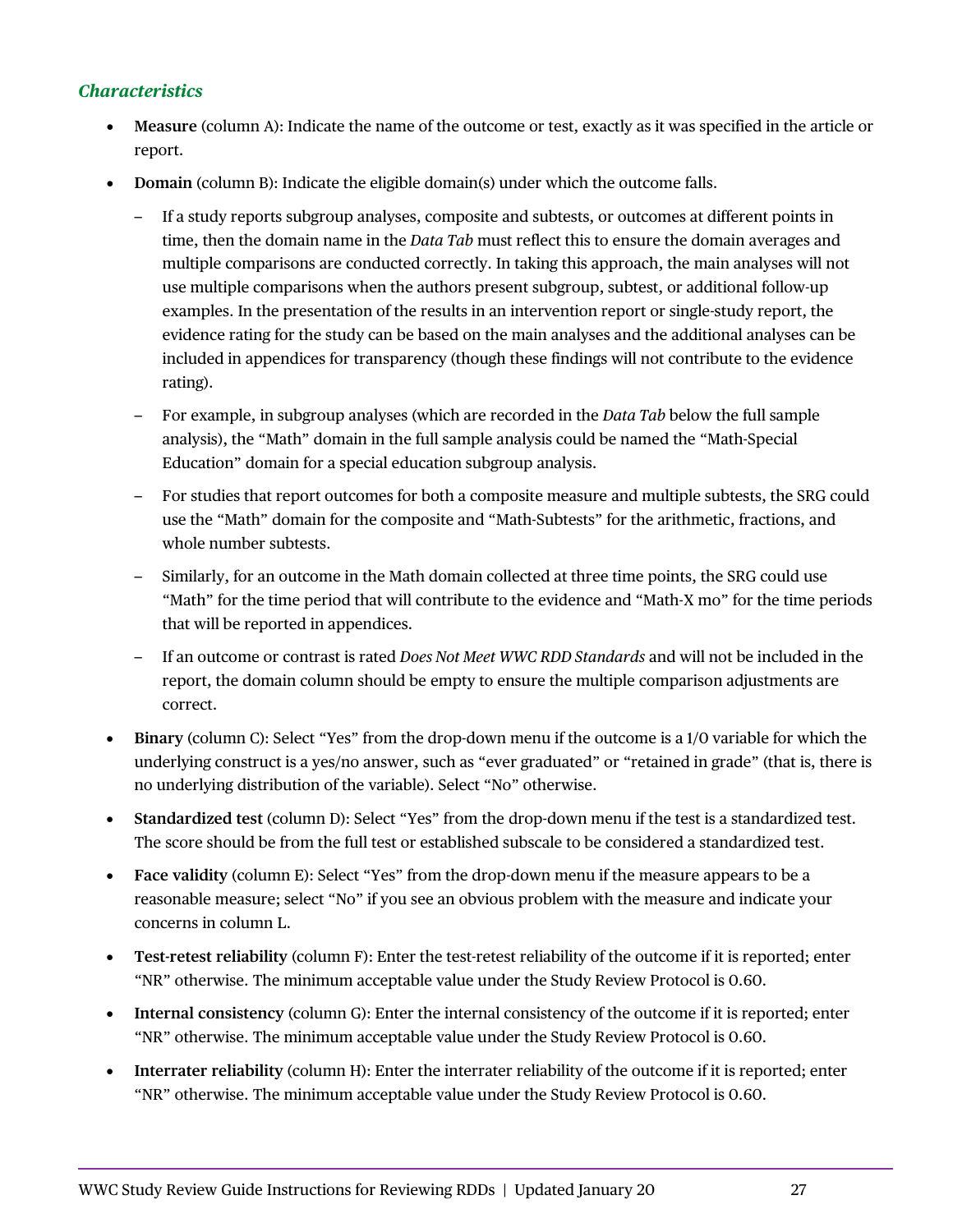### *Characteristics*

- **Measure** (column A): Indicate the name of the outcome or test, exactly as it was specified in the article or report.
- **Domain** (column B): Indicate the eligible domain(s) under which the outcome falls.
  - If a study reports subgroup analyses, composite and subtests, or outcomes at different points in time, then the domain name in the *Data Tab* must reflect this to ensure the domain averages and multiple comparisons are conducted correctly. In taking this approach, the main analyses will not use multiple comparisons when the authors present subgroup, subtest, or additional follow-up examples. In the presentation of the results in an intervention report or single-study report, the evidence rating for the study can be based on the main analyses and the additional analyses can be included in appendices for transparency (though these findings will not contribute to the evidence rating).
  - For example, in subgroup analyses (which are recorded in the *Data Tab* below the full sample analysis), the "Math" domain in the full sample analysis could be named the "Math-Special Education" domain for a special education subgroup analysis.
  - For studies that report outcomes for both a composite measure and multiple subtests, the SRG could use the "Math" domain for the composite and "Math-Subtests" for the arithmetic, fractions, and whole number subtests.
  - Similarly, for an outcome in the Math domain collected at three time points, the SRG could use "Math" for the time period that will contribute to the evidence and "Math-X mo" for the time periods that will be reported in appendices.
  - If an outcome or contrast is rated *Does Not Meet WWC RDD Standards* and will not be included in the report, the domain column should be empty to ensure the multiple comparison adjustments are correct.
- **Binary** (column C): Select "Yes" from the drop-down menu if the outcome is a 1/0 variable for which the underlying construct is a yes/no answer, such as "ever graduated" or "retained in grade" (that is, there is no underlying distribution of the variable). Select "No" otherwise.
- **Standardized test** (column D): Select "Yes" from the drop-down menu if the test is a standardized test. The score should be from the full test or established subscale to be considered a standardized test.
- **Face validity** (column E): Select "Yes" from the drop-down menu if the measure appears to be a reasonable measure; select "No" if you see an obvious problem with the measure and indicate your concerns in column L.
- **Test-retest reliability** (column F): Enter the test-retest reliability of the outcome if it is reported; enter "NR" otherwise. The minimum acceptable value under the Study Review Protocol is 0.60.
- **Internal consistency** (column G): Enter the internal consistency of the outcome if it is reported; enter "NR" otherwise. The minimum acceptable value under the Study Review Protocol is 0.60.
- **Interrater reliability** (column H): Enter the interrater reliability of the outcome if it is reported; enter "NR" otherwise. The minimum acceptable value under the Study Review Protocol is 0.60.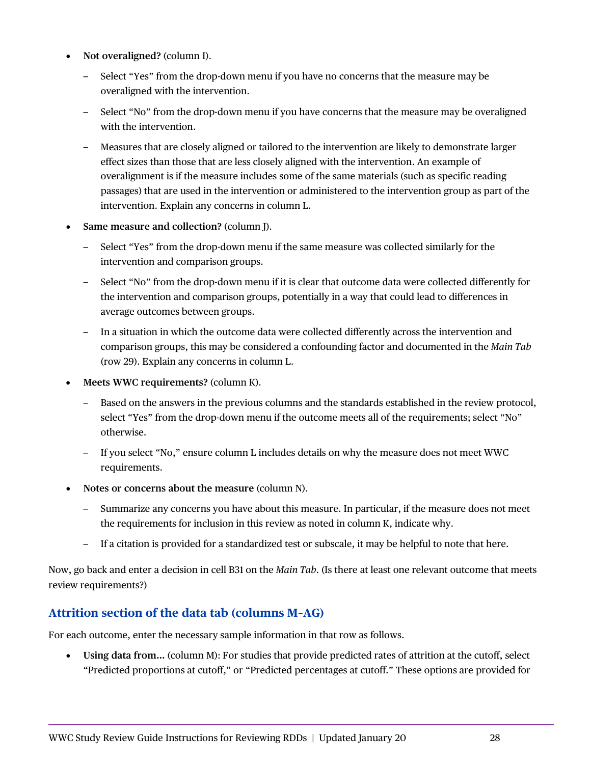- **Not overaligned?** (column I).
  - Select "Yes" from the drop-down menu if you have no concerns that the measure may be overaligned with the intervention.
  - Select "No" from the drop-down menu if you have concerns that the measure may be overaligned with the intervention.
  - Measures that are closely aligned or tailored to the intervention are likely to demonstrate larger effect sizes than those that are less closely aligned with the intervention. An example of overalignment is if the measure includes some of the same materials (such as specific reading passages) that are used in the intervention or administered to the intervention group as part of the intervention. Explain any concerns in column L.
- **Same measure and collection?** (column J).
  - Select "Yes" from the drop-down menu if the same measure was collected similarly for the intervention and comparison groups.
  - Select "No" from the drop-down menu if it is clear that outcome data were collected differently for the intervention and comparison groups, potentially in a way that could lead to differences in average outcomes between groups.
  - In a situation in which the outcome data were collected differently across the intervention and comparison groups, this may be considered a confounding factor and documented in the *Main Tab* (row 29). Explain any concerns in column L.
- **Meets WWC requirements?** (column K).
  - Based on the answers in the previous columns and the standards established in the review protocol, select "Yes" from the drop-down menu if the outcome meets all of the requirements; select "No" otherwise.
  - If you select "No," ensure column L includes details on why the measure does not meet WWC requirements.
- **Notes or concerns about the measure** (column N).
  - Summarize any concerns you have about this measure. In particular, if the measure does not meet the requirements for inclusion in this review as noted in column K, indicate why.
  - If a citation is provided for a standardized test or subscale, it may be helpful to note that here.

Now, go back and enter a decision in cell B31 on the *Main Tab*. (Is there at least one relevant outcome that meets review requirements?)

## Attrition section of the data tab (columns M–AG)

For each outcome, enter the necessary sample information in that row as follows.

- **Using data from...** (column M): For studies that provide predicted rates of attrition at the cutoff, select "Predicted proportions at cutoff," or "Predicted percentages at cutoff." These options are provided for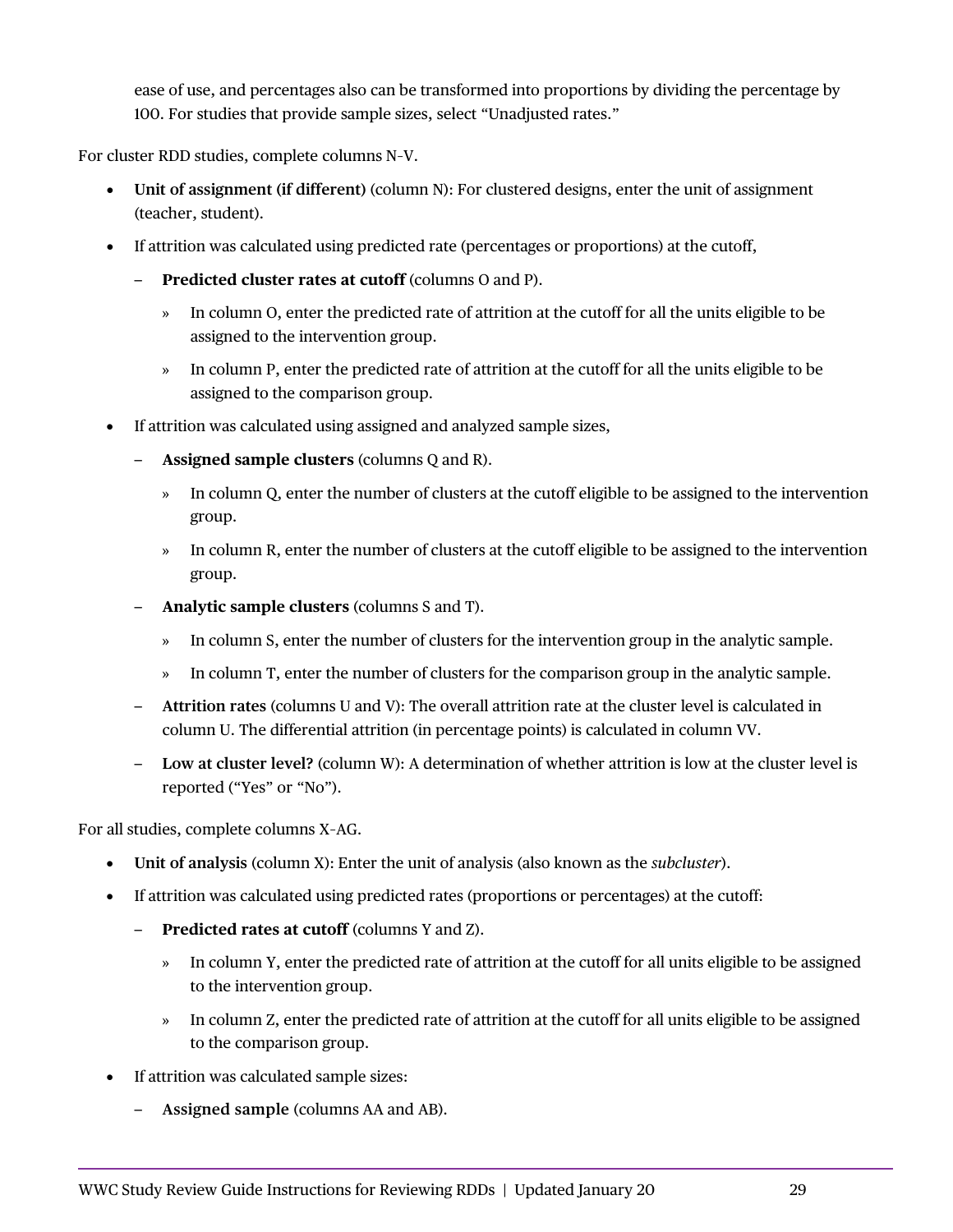ease of use, and percentages also can be transformed into proportions by dividing the percentage by 100. For studies that provide sample sizes, select "Unadjusted rates."

For cluster RDD studies, complete columns N–V.

- **Unit of assignment (if different)** (column N): For clustered designs, enter the unit of assignment (teacher, student).
- If attrition was calculated using predicted rate (percentages or proportions) at the cutoff,
  - **Predicted cluster rates at cutoff** (columns O and P).
    - » In column O, enter the predicted rate of attrition at the cutoff for all the units eligible to be assigned to the intervention group.
    - » In column P, enter the predicted rate of attrition at the cutoff for all the units eligible to be assigned to the comparison group.
- If attrition was calculated using assigned and analyzed sample sizes,
  - **Assigned sample clusters** (columns Q and R).
    - » In column Q, enter the number of clusters at the cutoff eligible to be assigned to the intervention group.
    - » In column R, enter the number of clusters at the cutoff eligible to be assigned to the intervention group.
  - **Analytic sample clusters** (columns S and T).
    - » In column S, enter the number of clusters for the intervention group in the analytic sample.
    - » In column T, enter the number of clusters for the comparison group in the analytic sample.
  - **Attrition rates** (columns U and V): The overall attrition rate at the cluster level is calculated in column U. The differential attrition (in percentage points) is calculated in column VV.
  - **Low at cluster level?** (column W): A determination of whether attrition is low at the cluster level is reported ("Yes" or "No").

For all studies, complete columns X–AG.

- **Unit of analysis** (column X): Enter the unit of analysis (also known as the *subcluster*).
- If attrition was calculated using predicted rates (proportions or percentages) at the cutoff:
  - **Predicted rates at cutoff** (columns Y and Z).
    - » In column Y, enter the predicted rate of attrition at the cutoff for all units eligible to be assigned to the intervention group.
    - » In column Z, enter the predicted rate of attrition at the cutoff for all units eligible to be assigned to the comparison group.
- If attrition was calculated sample sizes:
  - **Assigned sample** (columns AA and AB).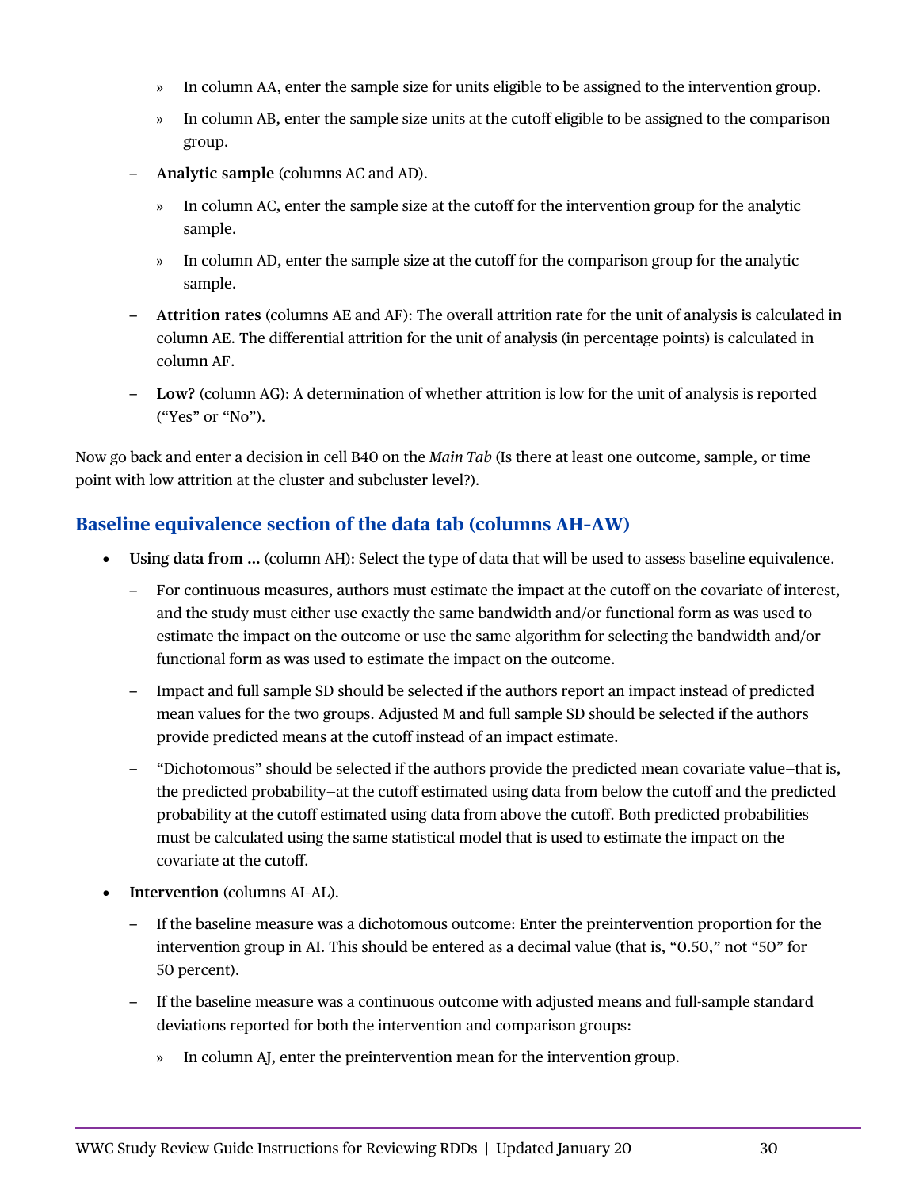- » In column AA, enter the sample size for units eligible to be assigned to the intervention group.
  - » In column AB, enter the sample size units at the cutoff eligible to be assigned to the comparison group.

- – **Analytic sample** (columns AC and AD).
  - » In column AC, enter the sample size at the cutoff for the intervention group for the analytic sample.
  - » In column AD, enter the sample size at the cutoff for the comparison group for the analytic sample.
- – **Attrition rates** (columns AE and AF): The overall attrition rate for the unit of analysis is calculated in column AE. The differential attrition for the unit of analysis (in percentage points) is calculated in column AF.
- – **Low?** (column AG): A determination of whether attrition is low for the unit of analysis is reported ("Yes" or "No").

Now go back and enter a decision in cell B40 on the *Main Tab* (Is there at least one outcome, sample, or time point with low attrition at the cluster and subcluster level?).

## Baseline equivalence section of the data tab (columns AH–AW)

- **Using data from …** (column AH): Select the type of data that will be used to assess baseline equivalence.
  - – For continuous measures, authors must estimate the impact at the cutoff on the covariate of interest, and the study must either use exactly the same bandwidth and/or functional form as was used to estimate the impact on the outcome or use the same algorithm for selecting the bandwidth and/or functional form as was used to estimate the impact on the outcome.
  - – Impact and full sample SD should be selected if the authors report an impact instead of predicted mean values for the two groups. Adjusted M and full sample SD should be selected if the authors provide predicted means at the cutoff instead of an impact estimate.
  - – "Dichotomous" should be selected if the authors provide the predicted mean covariate value—that is, the predicted probability—at the cutoff estimated using data from below the cutoff and the predicted probability at the cutoff estimated using data from above the cutoff. Both predicted probabilities must be calculated using the same statistical model that is used to estimate the impact on the covariate at the cutoff.
- **Intervention** (columns AI–AL).
  - – If the baseline measure was a dichotomous outcome: Enter the preintervention proportion for the intervention group in AI. This should be entered as a decimal value (that is, "0.50," not "50" for 50 percent).
  - – If the baseline measure was a continuous outcome with adjusted means and full-sample standard deviations reported for both the intervention and comparison groups:
    - » In column AJ, enter the preintervention mean for the intervention group.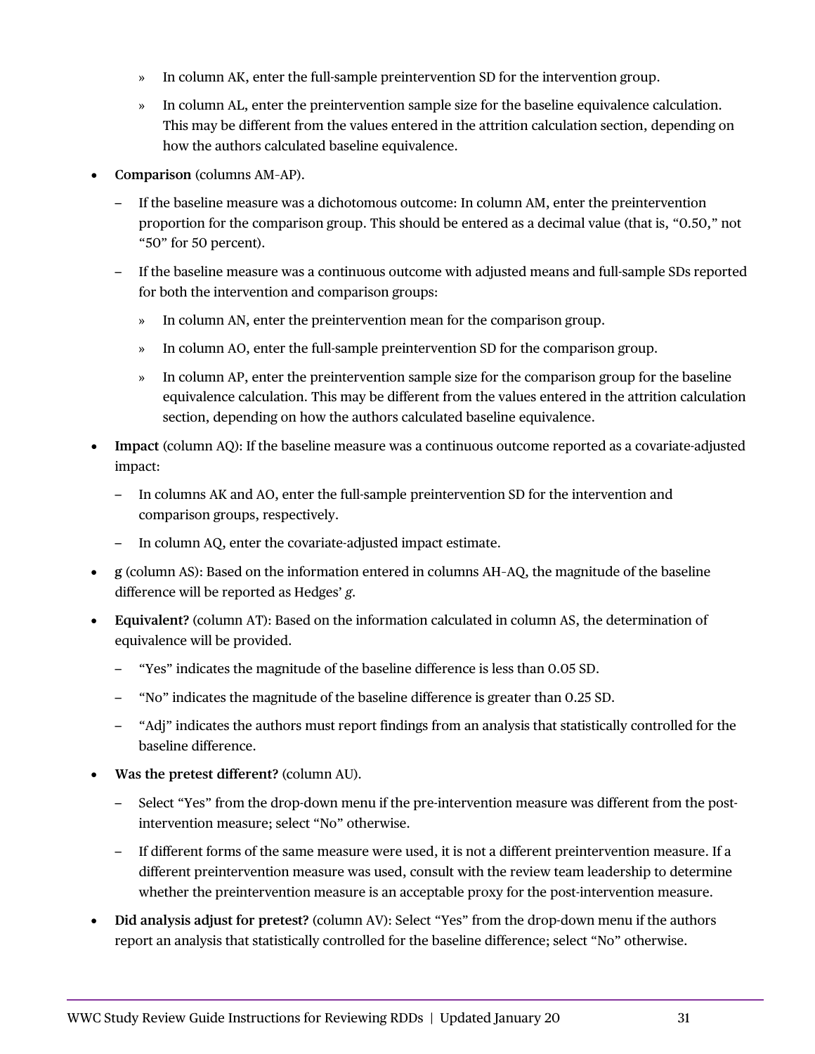- In column AK, enter the full-sample preintervention SD for the intervention group.
  - In column AL, enter the preintervention sample size for the baseline equivalence calculation. This may be different from the values entered in the attrition calculation section, depending on how the authors calculated baseline equivalence.

- **Comparison** (columns AM–AP).
  - If the baseline measure was a dichotomous outcome: In column AM, enter the preintervention proportion for the comparison group. This should be entered as a decimal value (that is, "0.50," not "50" for 50 percent).
  - If the baseline measure was a continuous outcome with adjusted means and full-sample SDs reported for both the intervention and comparison groups:
    - In column AN, enter the preintervention mean for the comparison group.
    - In column AO, enter the full-sample preintervention SD for the comparison group.
    - In column AP, enter the preintervention sample size for the comparison group for the baseline equivalence calculation. This may be different from the values entered in the attrition calculation section, depending on how the authors calculated baseline equivalence.
- **Impact** (column AQ): If the baseline measure was a continuous outcome reported as a covariate-adjusted impact:
  - In columns AK and AO, enter the full-sample preintervention SD for the intervention and comparison groups, respectively.
  - In column AQ, enter the covariate-adjusted impact estimate.
- **g** (column AS): Based on the information entered in columns AH–AQ, the magnitude of the baseline difference will be reported as Hedges' *g*.
- **Equivalent?** (column AT): Based on the information calculated in column AS, the determination of equivalence will be provided.
  - "Yes" indicates the magnitude of the baseline difference is less than 0.05 SD.
  - "No" indicates the magnitude of the baseline difference is greater than 0.25 SD.
  - "Adj" indicates the authors must report findings from an analysis that statistically controlled for the baseline difference.
- **Was the pretest different?** (column AU).
  - Select "Yes" from the drop-down menu if the pre-intervention measure was different from the post-intervention measure; select "No" otherwise.
  - If different forms of the same measure were used, it is not a different preintervention measure. If a different preintervention measure was used, consult with the review team leadership to determine whether the preintervention measure is an acceptable proxy for the post-intervention measure.
- **Did analysis adjust for pretest?** (column AV): Select "Yes" from the drop-down menu if the authors report an analysis that statistically controlled for the baseline difference; select "No" otherwise.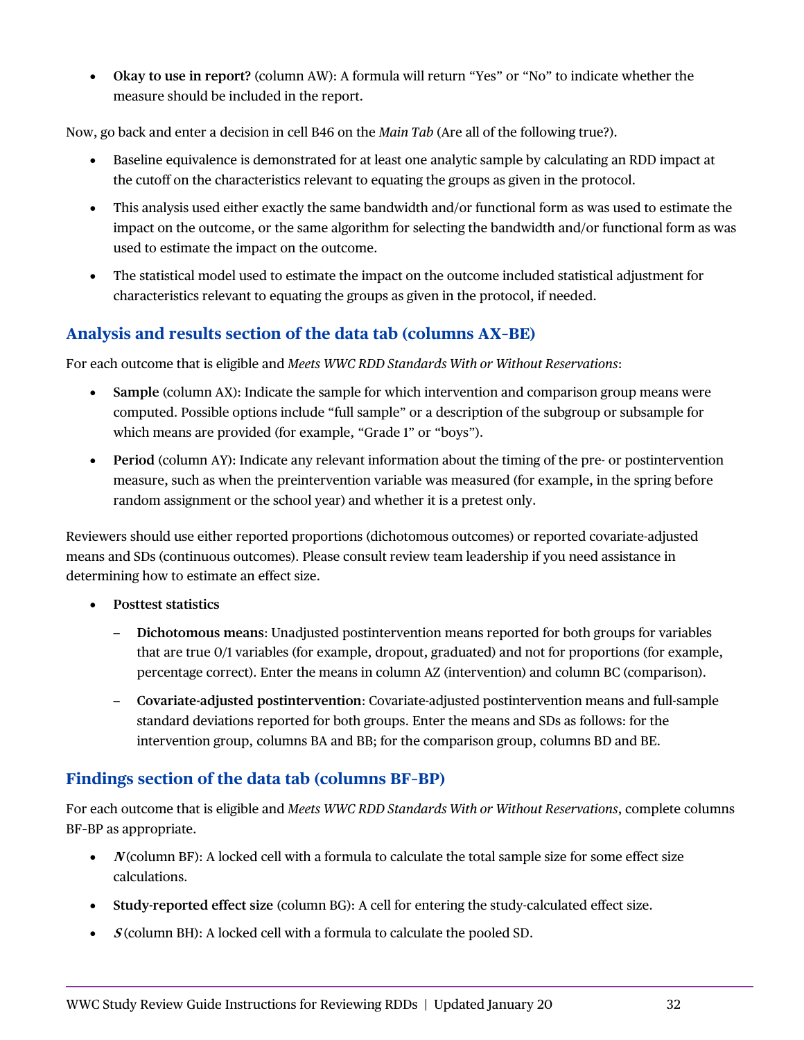- **Okay to use in report?** (column AW): A formula will return "Yes" or "No" to indicate whether the measure should be included in the report.

Now, go back and enter a decision in cell B46 on the *Main Tab* (Are all of the following true?).

- Baseline equivalence is demonstrated for at least one analytic sample by calculating an RDD impact at the cutoff on the characteristics relevant to equating the groups as given in the protocol.
- This analysis used either exactly the same bandwidth and/or functional form as was used to estimate the impact on the outcome, or the same algorithm for selecting the bandwidth and/or functional form as was used to estimate the impact on the outcome.
- The statistical model used to estimate the impact on the outcome included statistical adjustment for characteristics relevant to equating the groups as given in the protocol, if needed.

## Analysis and results section of the data tab (columns AX–BE)

For each outcome that is eligible and *Meets WWC RDD Standards With or Without Reservations*:

- **Sample** (column AX): Indicate the sample for which intervention and comparison group means were computed. Possible options include "full sample" or a description of the subgroup or subsample for which means are provided (for example, "Grade 1" or "boys").
- **Period** (column AY): Indicate any relevant information about the timing of the pre- or postintervention measure, such as when the preintervention variable was measured (for example, in the spring before random assignment or the school year) and whether it is a pretest only.

Reviewers should use either reported proportions (dichotomous outcomes) or reported covariate-adjusted means and SDs (continuous outcomes). Please consult review team leadership if you need assistance in determining how to estimate an effect size.

- **Posttest statistics**
  - **Dichotomous means**: Unadjusted postintervention means reported for both groups for variables that are true 0/1 variables (for example, dropout, graduated) and not for proportions (for example, percentage correct). Enter the means in column AZ (intervention) and column BC (comparison).
  - **Covariate-adjusted postintervention**: Covariate-adjusted postintervention means and full-sample standard deviations reported for both groups. Enter the means and SDs as follows: for the intervention group, columns BA and BB; for the comparison group, columns BD and BE.

## Findings section of the data tab (columns BF–BP)

For each outcome that is eligible and *Meets WWC RDD Standards With or Without Reservations*, complete columns BF–BP as appropriate.

- ***N*** (column BF): A locked cell with a formula to calculate the total sample size for some effect size calculations.
- **Study-reported effect size** (column BG): A cell for entering the study-calculated effect size.
- ***S*** (column BH): A locked cell with a formula to calculate the pooled SD.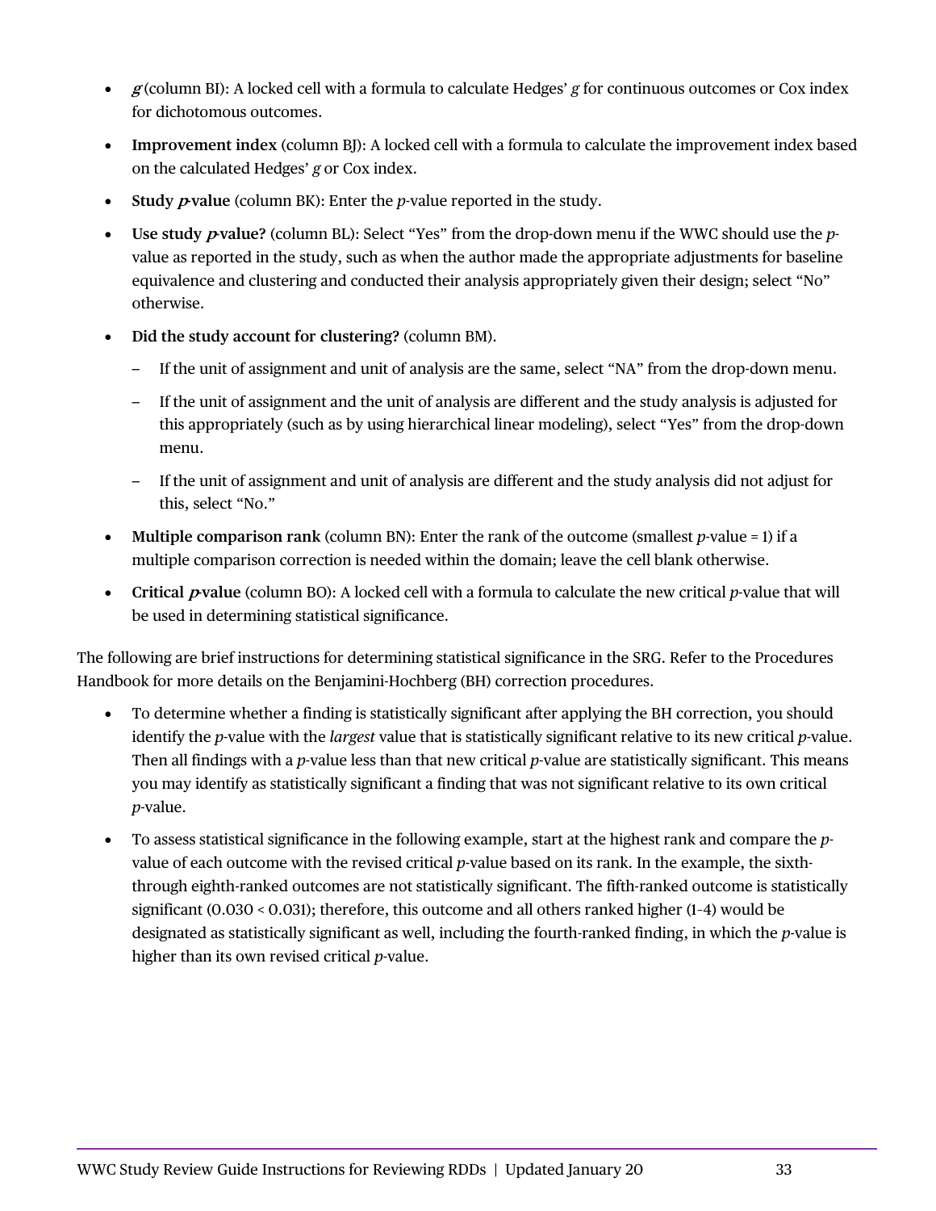- ***g*** (column BI): A locked cell with a formula to calculate Hedges' *g* for continuous outcomes or Cox index for dichotomous outcomes.
- **Improvement index** (column BJ): A locked cell with a formula to calculate the improvement index based on the calculated Hedges' *g* or Cox index.
- **Study *p*-value** (column BK): Enter the *p*-value reported in the study.
- **Use study *p*-value?** (column BL): Select "Yes" from the drop-down menu if the WWC should use the *p*-value as reported in the study, such as when the author made the appropriate adjustments for baseline equivalence and clustering and conducted their analysis appropriately given their design; select "No" otherwise.
- **Did the study account for clustering?** (column BM).
  - If the unit of assignment and unit of analysis are the same, select "NA" from the drop-down menu.
  - If the unit of assignment and the unit of analysis are different and the study analysis is adjusted for this appropriately (such as by using hierarchical linear modeling), select "Yes" from the drop-down menu.
  - If the unit of assignment and unit of analysis are different and the study analysis did not adjust for this, select "No."
- **Multiple comparison rank** (column BN): Enter the rank of the outcome (smallest *p*-value = 1) if a multiple comparison correction is needed within the domain; leave the cell blank otherwise.
- **Critical *p*-value** (column BO): A locked cell with a formula to calculate the new critical *p*-value that will be used in determining statistical significance.

The following are brief instructions for determining statistical significance in the SRG. Refer to the Procedures Handbook for more details on the Benjamini-Hochberg (BH) correction procedures.

- To determine whether a finding is statistically significant after applying the BH correction, you should identify the *p*-value with the *largest* value that is statistically significant relative to its new critical *p*-value. Then all findings with a *p*-value less than that new critical *p*-value are statistically significant. This means you may identify as statistically significant a finding that was not significant relative to its own critical *p*-value.
- To assess statistical significance in the following example, start at the highest rank and compare the *p*-value of each outcome with the revised critical *p*-value based on its rank. In the example, the sixth- through eighth-ranked outcomes are not statistically significant. The fifth-ranked outcome is statistically significant (0.030 < 0.031); therefore, this outcome and all others ranked higher (1–4) would be designated as statistically significant as well, including the fourth-ranked finding, in which the *p*-value is higher than its own revised critical *p*-value.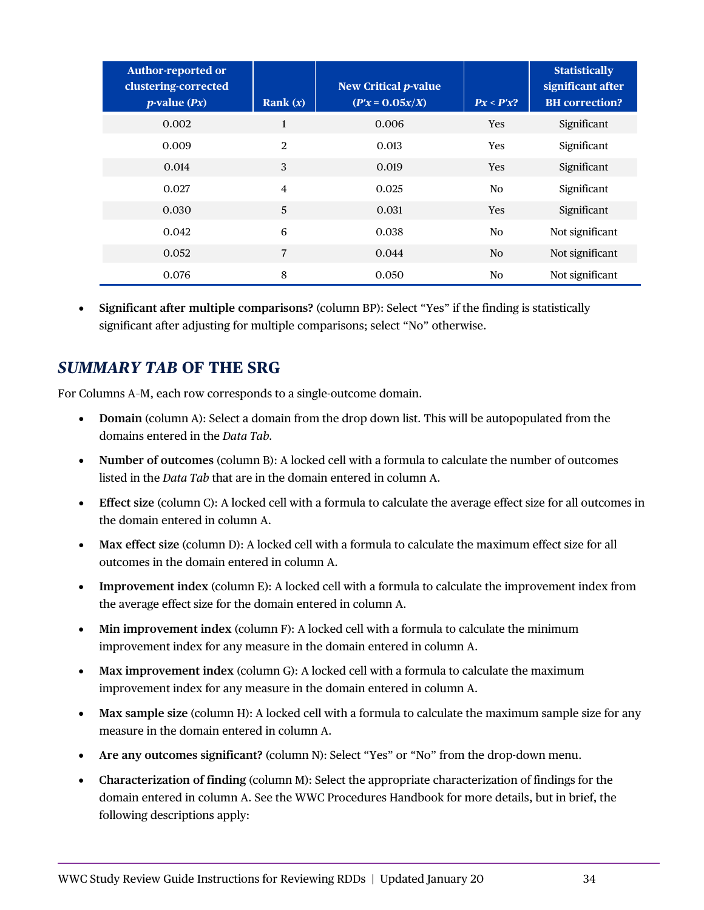| Author-reported or clustering-corrected $p$-value ($Px$) | Rank ($x$) | New Critical $p$-value ($P'x = 0.05x/X$) | $Px < P'x$? | Statistically significant after BH correction? |
|---|---|---|---|---|
| 0.002 | 1 | 0.006 | Yes | Significant |
| 0.009 | 2 | 0.013 | Yes | Significant |
| 0.014 | 3 | 0.019 | Yes | Significant |
| 0.027 | 4 | 0.025 | No | Significant |
| 0.030 | 5 | 0.031 | Yes | Significant |
| 0.042 | 6 | 0.038 | No | Not significant |
| 0.052 | 7 | 0.044 | No | Not significant |
| 0.076 | 8 | 0.050 | No | Not significant |

- **Significant after multiple comparisons?** (column BP): Select "Yes" if the finding is statistically significant after adjusting for multiple comparisons; select "No" otherwise.

## *SUMMARY TAB* OF THE SRG

For Columns A–M, each row corresponds to a single-outcome domain.

- **Domain** (column A): Select a domain from the drop down list. This will be autopopulated from the domains entered in the *Data Tab*.
- **Number of outcomes** (column B): A locked cell with a formula to calculate the number of outcomes listed in the *Data Tab* that are in the domain entered in column A.
- **Effect size** (column C): A locked cell with a formula to calculate the average effect size for all outcomes in the domain entered in column A.
- **Max effect size** (column D): A locked cell with a formula to calculate the maximum effect size for all outcomes in the domain entered in column A.
- **Improvement index** (column E): A locked cell with a formula to calculate the improvement index from the average effect size for the domain entered in column A.
- **Min improvement index** (column F): A locked cell with a formula to calculate the minimum improvement index for any measure in the domain entered in column A.
- **Max improvement index** (column G): A locked cell with a formula to calculate the maximum improvement index for any measure in the domain entered in column A.
- **Max sample size** (column H): A locked cell with a formula to calculate the maximum sample size for any measure in the domain entered in column A.
- **Are any outcomes significant?** (column N): Select "Yes" or "No" from the drop-down menu.
- **Characterization of finding** (column M): Select the appropriate characterization of findings for the domain entered in column A. See the WWC Procedures Handbook for more details, but in brief, the following descriptions apply: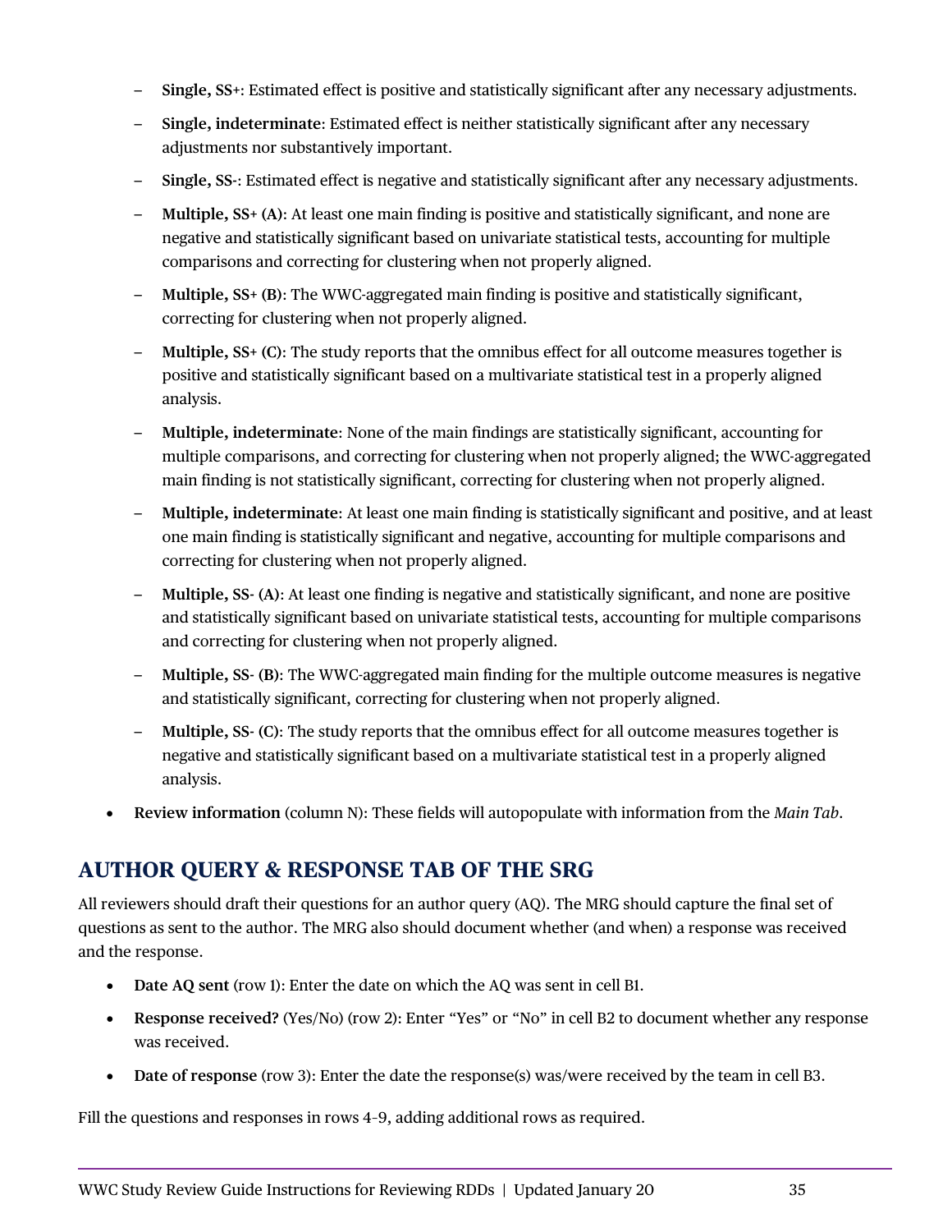- **Single, SS+**: Estimated effect is positive and statistically significant after any necessary adjustments.
  - **Single, indeterminate**: Estimated effect is neither statistically significant after any necessary adjustments nor substantively important.
  - **Single, SS-**: Estimated effect is negative and statistically significant after any necessary adjustments.
  - **Multiple, SS+ (A)**: At least one main finding is positive and statistically significant, and none are negative and statistically significant based on univariate statistical tests, accounting for multiple comparisons and correcting for clustering when not properly aligned.
  - **Multiple, SS+ (B)**: The WWC-aggregated main finding is positive and statistically significant, correcting for clustering when not properly aligned.
  - **Multiple, SS+ (C)**: The study reports that the omnibus effect for all outcome measures together is positive and statistically significant based on a multivariate statistical test in a properly aligned analysis.
  - **Multiple, indeterminate**: None of the main findings are statistically significant, accounting for multiple comparisons, and correcting for clustering when not properly aligned; the WWC-aggregated main finding is not statistically significant, correcting for clustering when not properly aligned.
  - **Multiple, indeterminate**: At least one main finding is statistically significant and positive, and at least one main finding is statistically significant and negative, accounting for multiple comparisons and correcting for clustering when not properly aligned.
  - **Multiple, SS- (A)**: At least one finding is negative and statistically significant, and none are positive and statistically significant based on univariate statistical tests, accounting for multiple comparisons and correcting for clustering when not properly aligned.
  - **Multiple, SS- (B)**: The WWC-aggregated main finding for the multiple outcome measures is negative and statistically significant, correcting for clustering when not properly aligned.
  - **Multiple, SS- (C)**: The study reports that the omnibus effect for all outcome measures together is negative and statistically significant based on a multivariate statistical test in a properly aligned analysis.

- **Review information** (column N): These fields will autopopulate with information from the *Main Tab*.

## AUTHOR QUERY & RESPONSE TAB OF THE SRG

All reviewers should draft their questions for an author query (AQ). The MRG should capture the final set of questions as sent to the author. The MRG also should document whether (and when) a response was received and the response.

- **Date AQ sent** (row 1): Enter the date on which the AQ was sent in cell B1.
- **Response received?** (Yes/No) (row 2): Enter "Yes" or "No" in cell B2 to document whether any response was received.
- **Date of response** (row 3): Enter the date the response(s) was/were received by the team in cell B3.

Fill the questions and responses in rows 4–9, adding additional rows as required.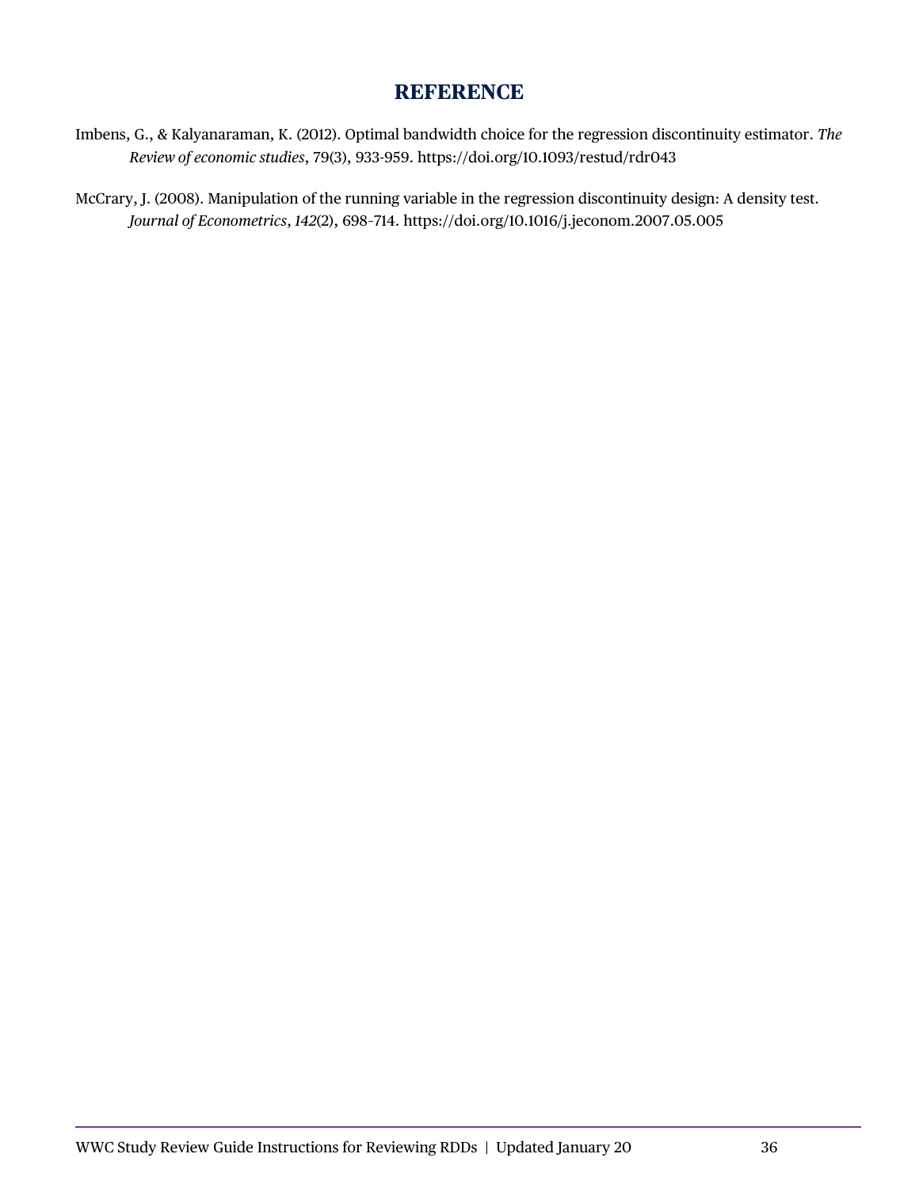# REFERENCE

Imbens, G., & Kalyanaraman, K. (2012). Optimal bandwidth choice for the regression discontinuity estimator. *The Review of economic studies*, 79(3), 933-959. https://doi.org/10.1093/restud/rdr043

McCrary, J. (2008). Manipulation of the running variable in the regression discontinuity design: A density test. *Journal of Econometrics*, *142*(2), 698–714. https://doi.org/10.1016/j.jeconom.2007.05.005